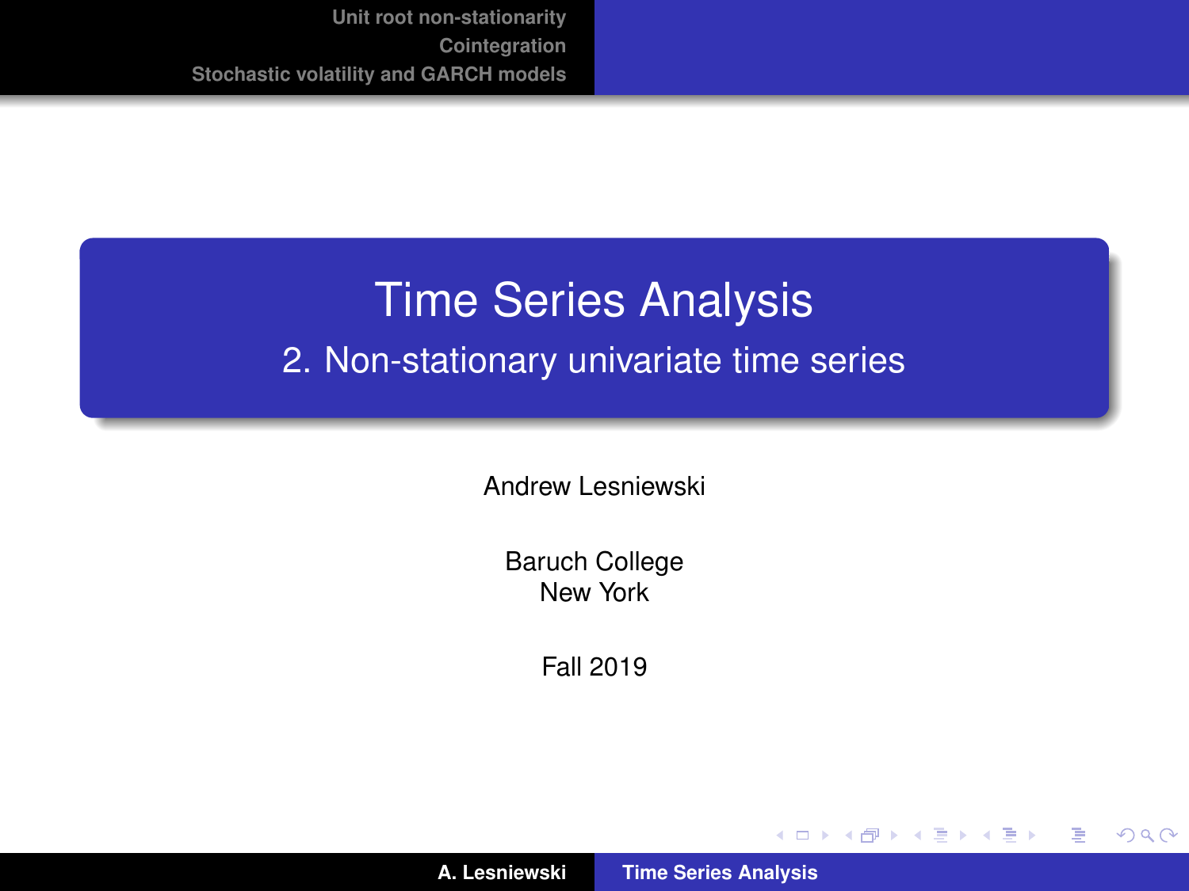# Time Series Analysis

## 2. Non-stationary univariate time series

Andrew Lesniewski

Baruch College
New York

Fall 2019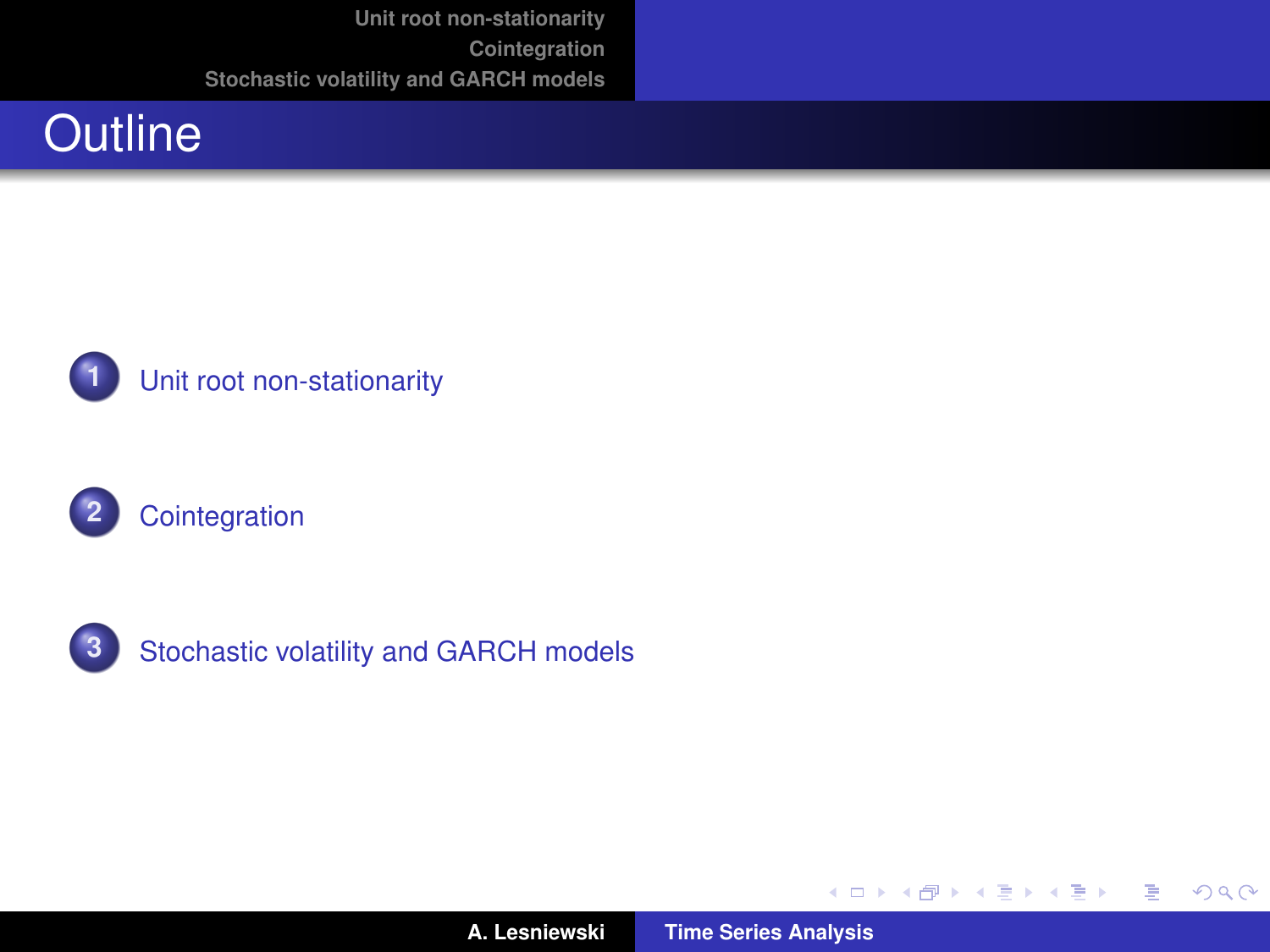# Outline

1. Unit root non-stationarity
2. Cointegration
3. Stochastic volatility and GARCH models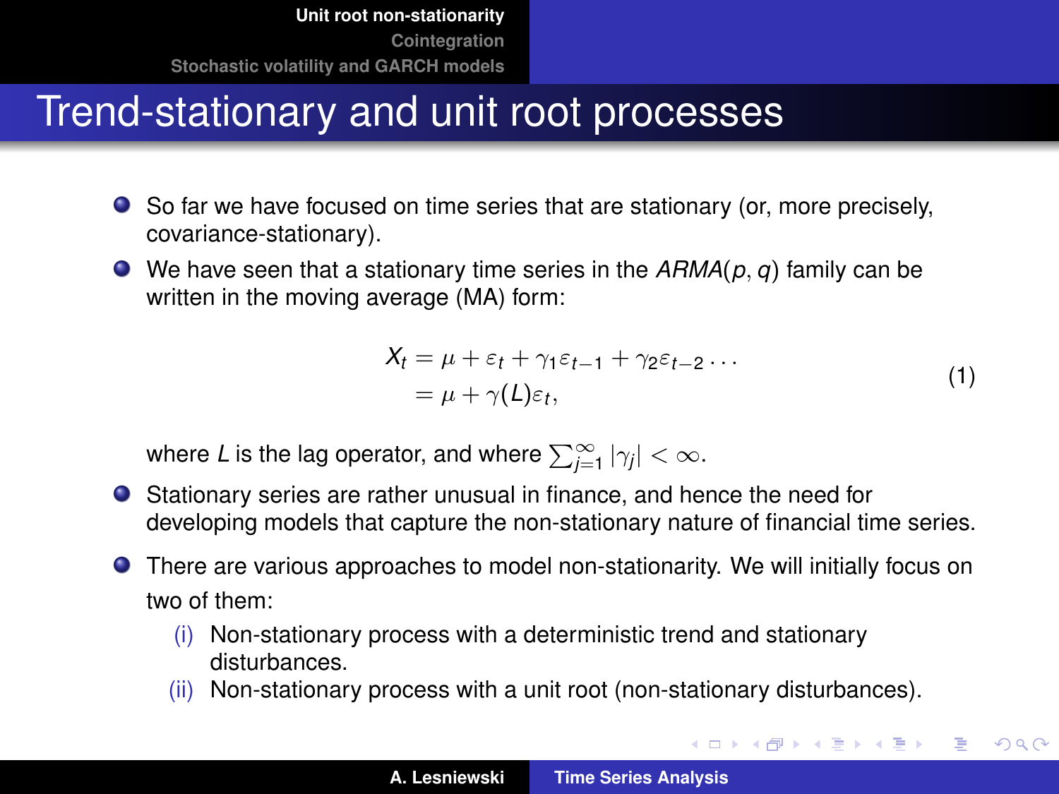# Trend-stationary and unit root processes

- So far we have focused on time series that are stationary (or, more precisely, covariance-stationary).
- We have seen that a stationary time series in the $ARMA(p, q)$ family can be written in the moving average (MA) form:

$$
\begin{aligned}
X_t &= \mu + \varepsilon_t + \gamma_1 \varepsilon_{t-1} + \gamma_2 \varepsilon_{t-2} \cdots \\
&= \mu + \gamma(L)\varepsilon_t,
\end{aligned}
\tag{1}
$$

  where $L$ is the lag operator, and where $\sum_{j=1}^{\infty} |\gamma_j| < \infty$.
- Stationary series are rather unusual in finance, and hence the need for developing models that capture the non-stationary nature of financial time series.
- There are various approaches to model non-stationarity. We will initially focus on two of them:
  - (i) Non-stationary process with a deterministic trend and stationary disturbances.
  - (ii) Non-stationary process with a unit root (non-stationary disturbances).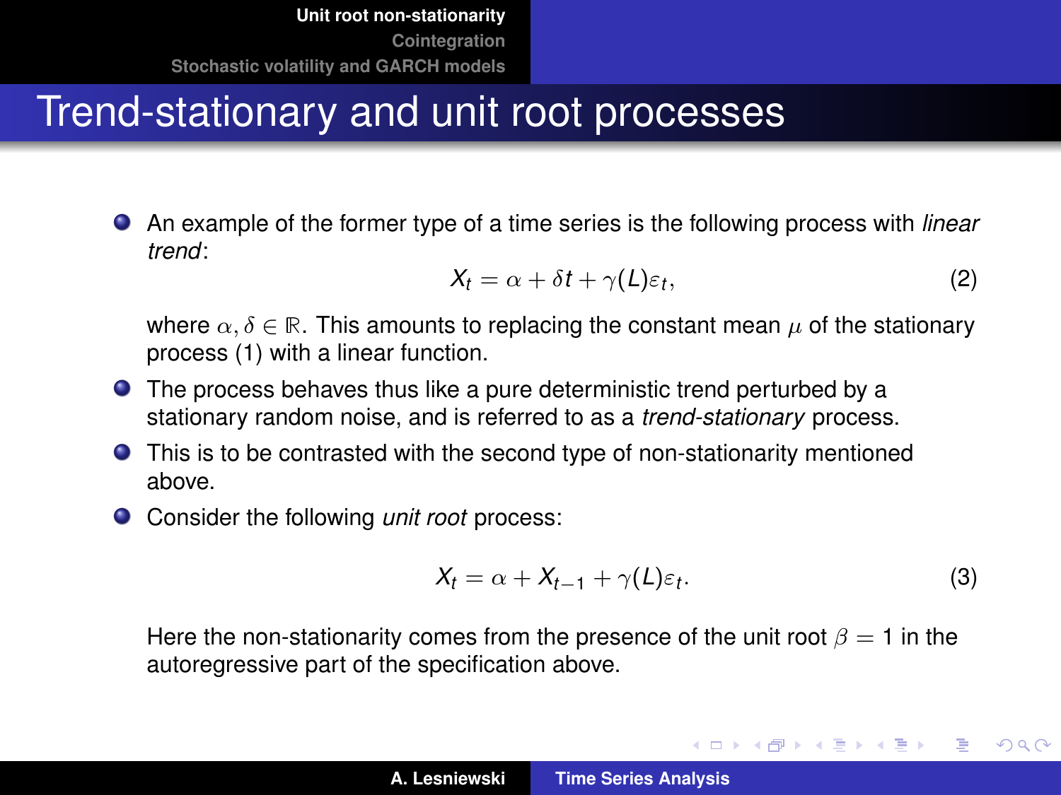# Trend-stationary and unit root processes

- An example of the former type of a time series is the following process with *linear trend*:

$$X_t = \alpha + \delta t + \gamma(L)\varepsilon_t, \tag{2}$$

  where $\alpha, \delta \in \mathbb{R}$. This amounts to replacing the constant mean $\mu$ of the stationary process (1) with a linear function.

- The process behaves thus like a pure deterministic trend perturbed by a stationary random noise, and is referred to as a *trend-stationary* process.
- This is to be contrasted with the second type of non-stationarity mentioned above.
- Consider the following *unit root* process:

$$X_t = \alpha + X_{t-1} + \gamma(L)\varepsilon_t. \tag{3}$$

  Here the non-stationarity comes from the presence of the unit root $\beta = 1$ in the autoregressive part of the specification above.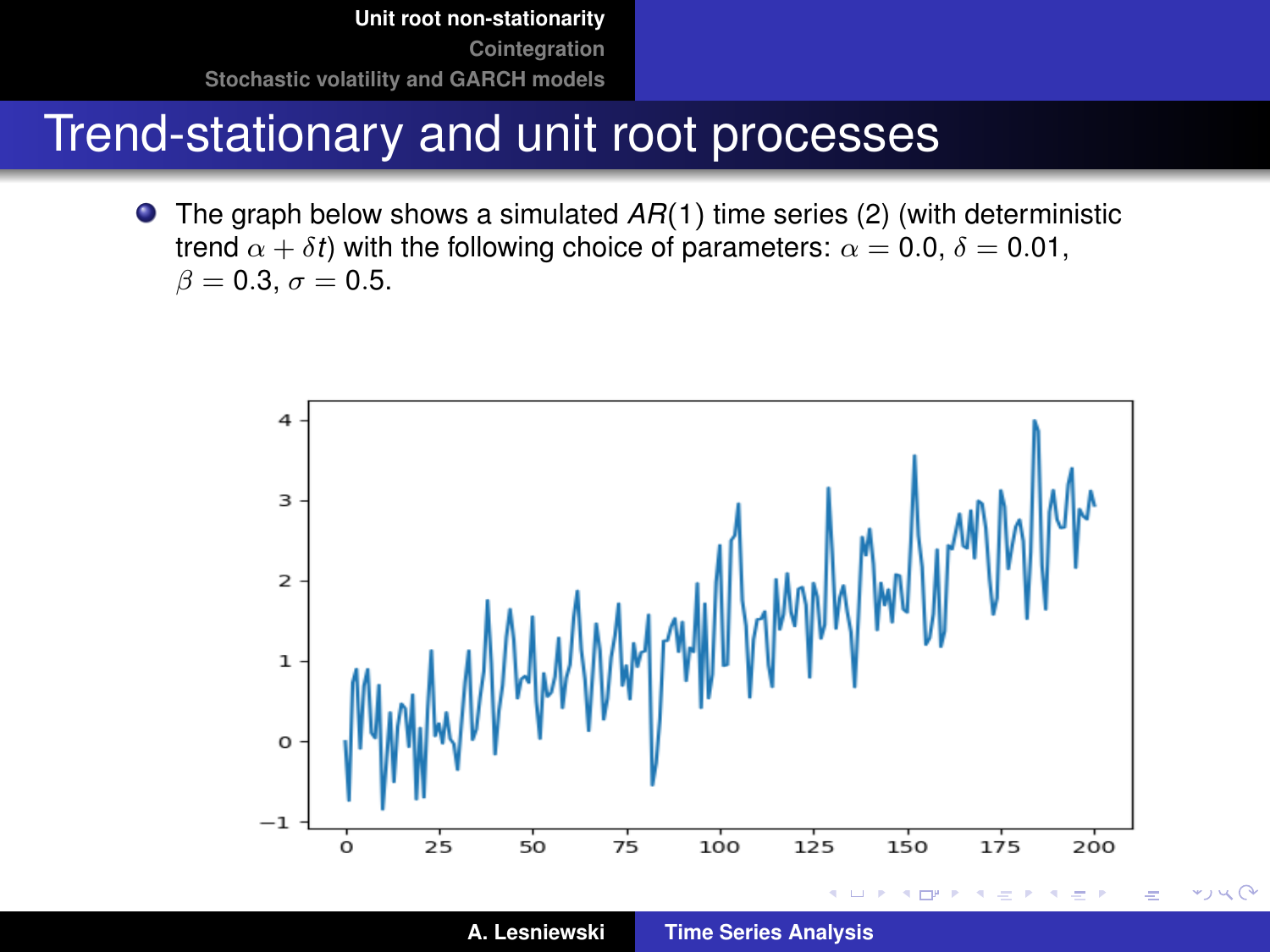# Trend-stationary and unit root processes

- The graph below shows a simulated $AR(1)$ time series (2) (with deterministic trend $\alpha + \delta t$) with the following choice of parameters: $\alpha = 0.0$, $\delta = 0.01$, $\beta = 0.3$, $\sigma = 0.5$.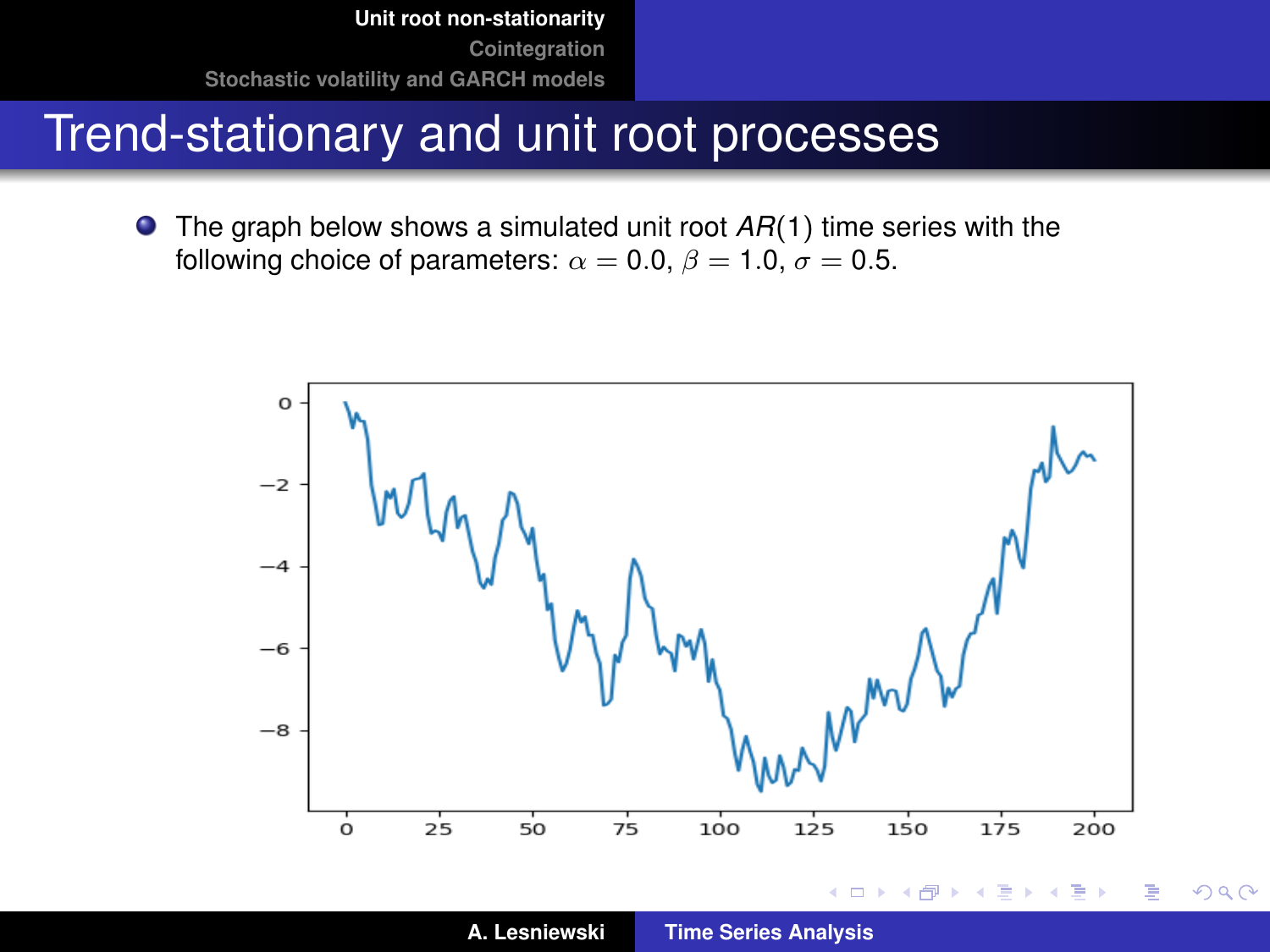# Trend-stationary and unit root processes

- The graph below shows a simulated unit root *AR*(1) time series with the following choice of parameters: $\alpha = 0.0$, $\beta = 1.0$, $\sigma = 0.5$.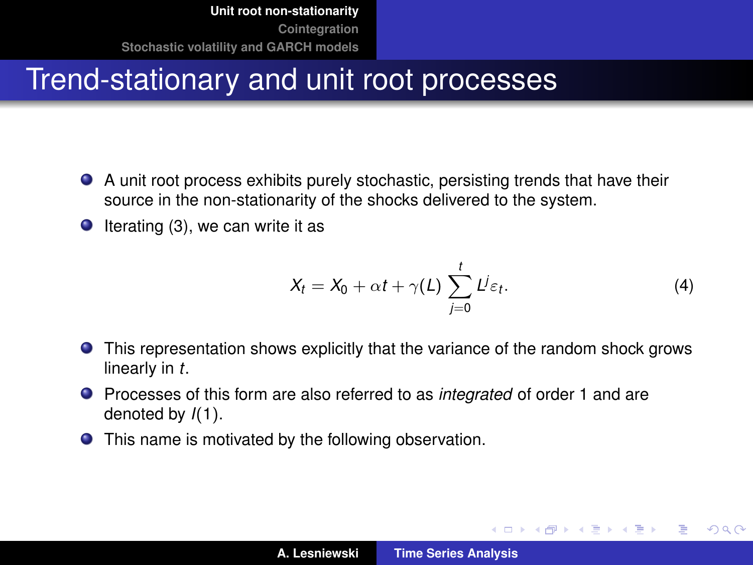# Trend-stationary and unit root processes

- A unit root process exhibits purely stochastic, persisting trends that have their source in the non-stationarity of the shocks delivered to the system.
- Iterating (3), we can write it as

$$X_t = X_0 + \alpha t + \gamma(L) \sum_{j=0}^{t} L^j \varepsilon_t . \tag{4}$$

- This representation shows explicitly that the variance of the random shock grows linearly in $t$.
- Processes of this form are also referred to as *integrated* of order 1 and are denoted by $I(1)$.
- This name is motivated by the following observation.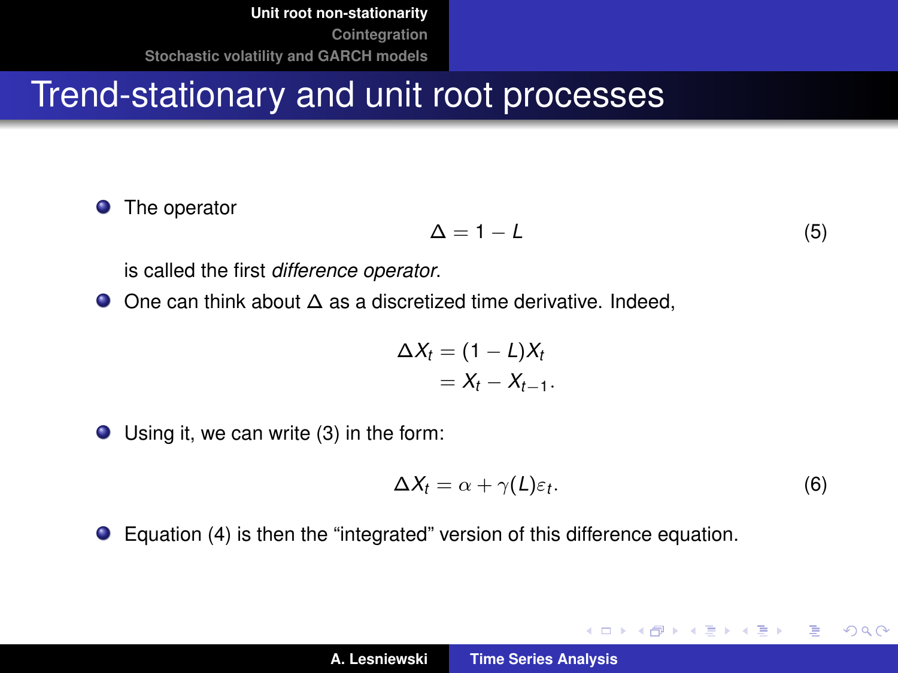# Trend-stationary and unit root processes

- The operator

$$\Delta = 1 - L \tag{5}$$

  is called the first *difference operator*.

- One can think about $\Delta$ as a discretized time derivative. Indeed,

$$\begin{aligned}\Delta X_t &= (1 - L) X_t \\ &= X_t - X_{t-1}.\end{aligned}$$

- Using it, we can write (3) in the form:

$$\Delta X_t = \alpha + \gamma(L)\varepsilon_t. \tag{6}$$

- Equation (4) is then the "integrated" version of this difference equation.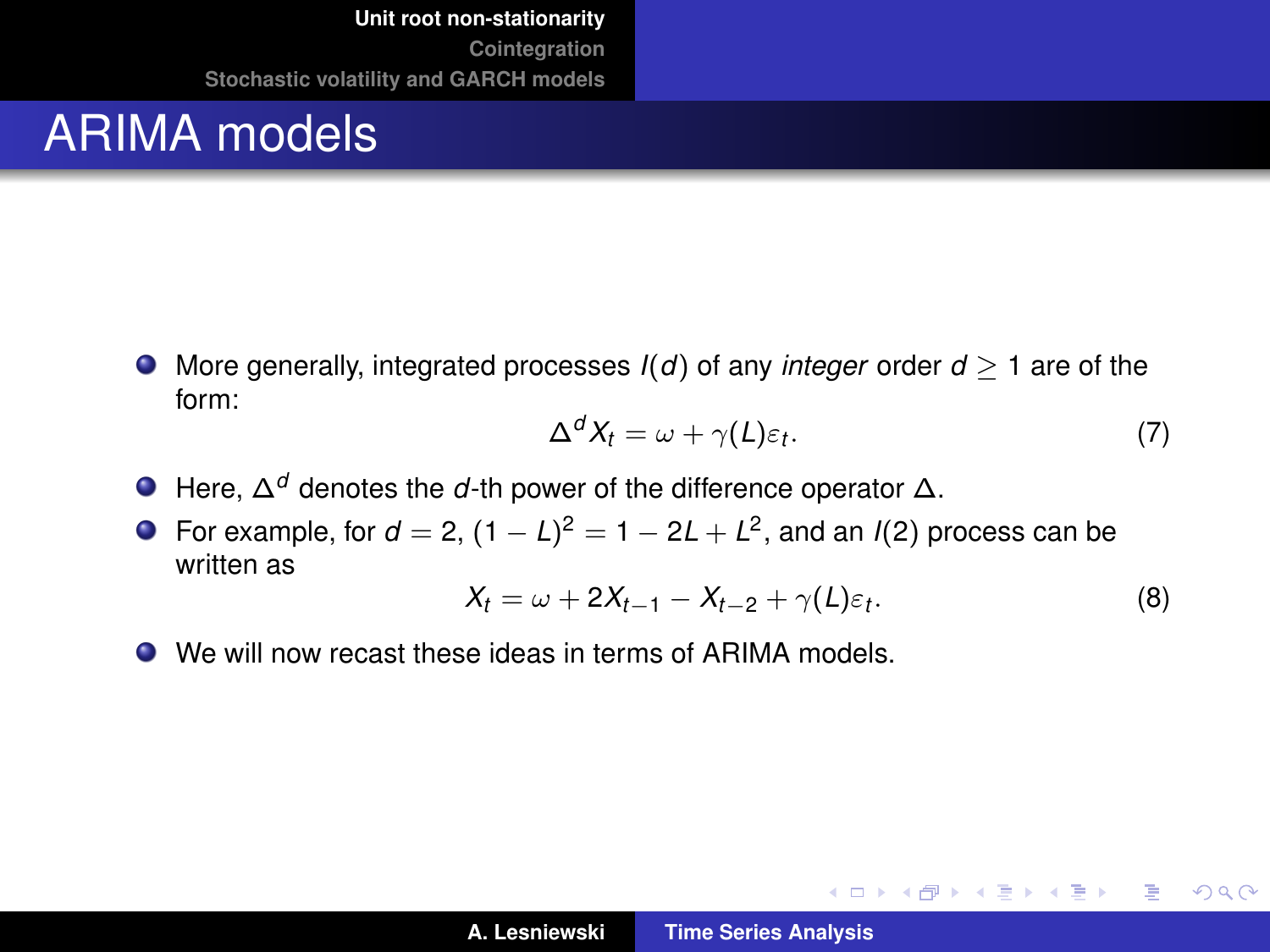# ARIMA models

- More generally, integrated processes $I(d)$ of any *integer* order $d \geq 1$ are of the form:

$$\Delta^d X_t = \omega + \gamma(L)\varepsilon_t. \tag{7}$$

- Here, $\Delta^d$ denotes the $d$-th power of the difference operator $\Delta$.
- For example, for $d = 2$, $(1 - L)^2 = 1 - 2L + L^2$, and an $I(2)$ process can be written as

$$X_t = \omega + 2X_{t-1} - X_{t-2} + \gamma(L)\varepsilon_t. \tag{8}$$

- We will now recast these ideas in terms of ARIMA models.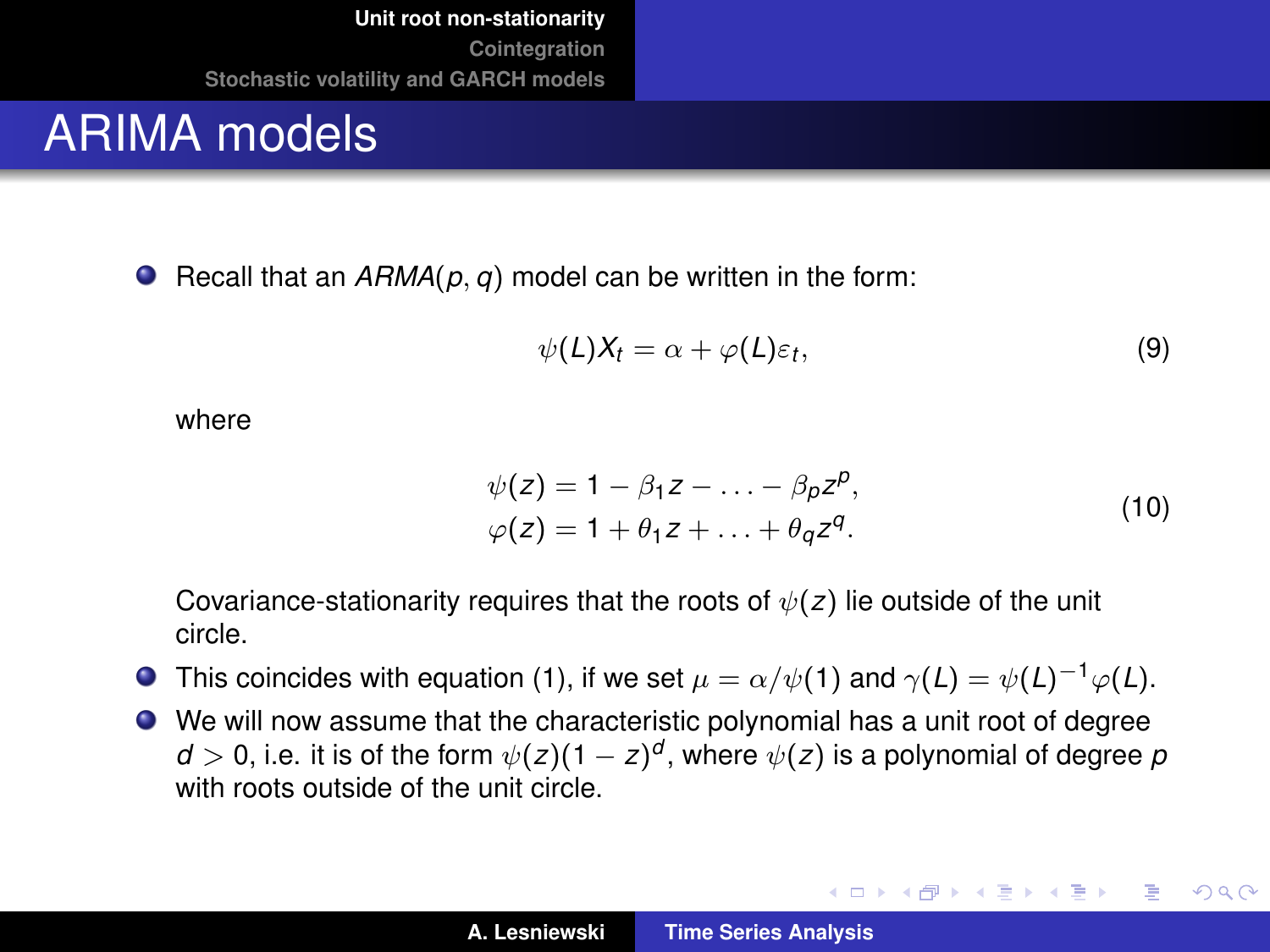# ARIMA models

- Recall that an $ARMA(p, q)$ model can be written in the form:

$$\psi(L)X_t = \alpha + \varphi(L)\varepsilon_t, \tag{9}$$

where

$$\begin{aligned} \psi(z) &= 1 - \beta_1 z - \ldots - \beta_p z^p, \\ \varphi(z) &= 1 + \theta_1 z + \ldots + \theta_q z^q. \end{aligned} \tag{10}$$

Covariance-stationarity requires that the roots of $\psi(z)$ lie outside of the unit circle.

- This coincides with equation (1), if we set $\mu = \alpha/\psi(1)$ and $\gamma(L) = \psi(L)^{-1}\varphi(L)$.
- We will now assume that the characteristic polynomial has a unit root of degree $d > 0$, i.e. it is of the form $\psi(z)(1 - z)^d$, where $\psi(z)$ is a polynomial of degree $p$ with roots outside of the unit circle.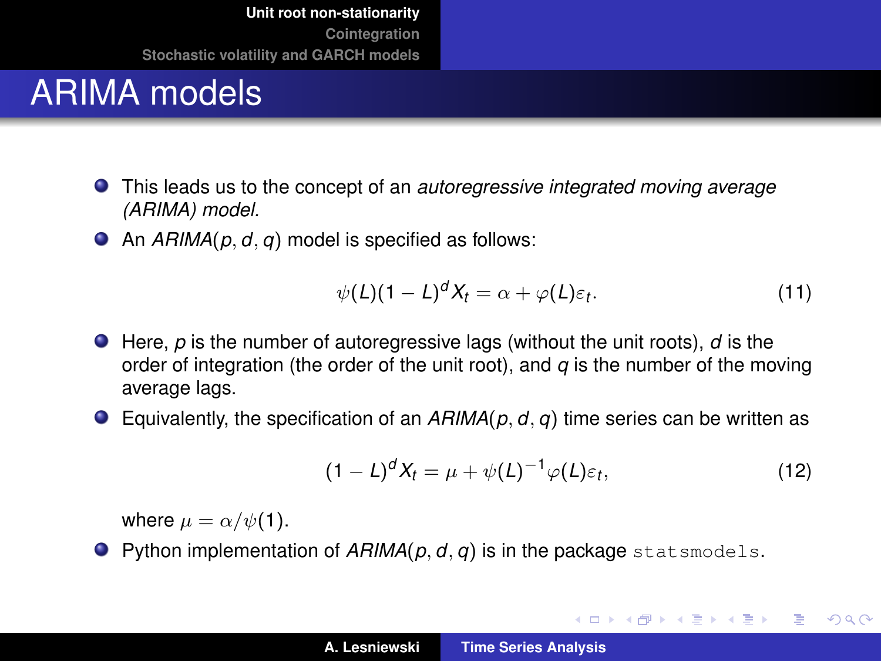# ARIMA models

- This leads us to the concept of an *autoregressive integrated moving average (ARIMA) model.*
- An *ARIMA*$(p, d, q)$ model is specified as follows:

$$\psi(L)(1 - L)^d X_t = \alpha + \varphi(L)\varepsilon_t. \tag{11}$$

- Here, $p$ is the number of autoregressive lags (without the unit roots), $d$ is the order of integration (the order of the unit root), and $q$ is the number of the moving average lags.
- Equivalently, the specification of an *ARIMA*$(p, d, q)$ time series can be written as

$$(1 - L)^d X_t = \mu + \psi(L)^{-1}\varphi(L)\varepsilon_t, \tag{12}$$

  where $\mu = \alpha/\psi(1)$.
- Python implementation of *ARIMA*$(p, d, q)$ is in the package `statsmodels`.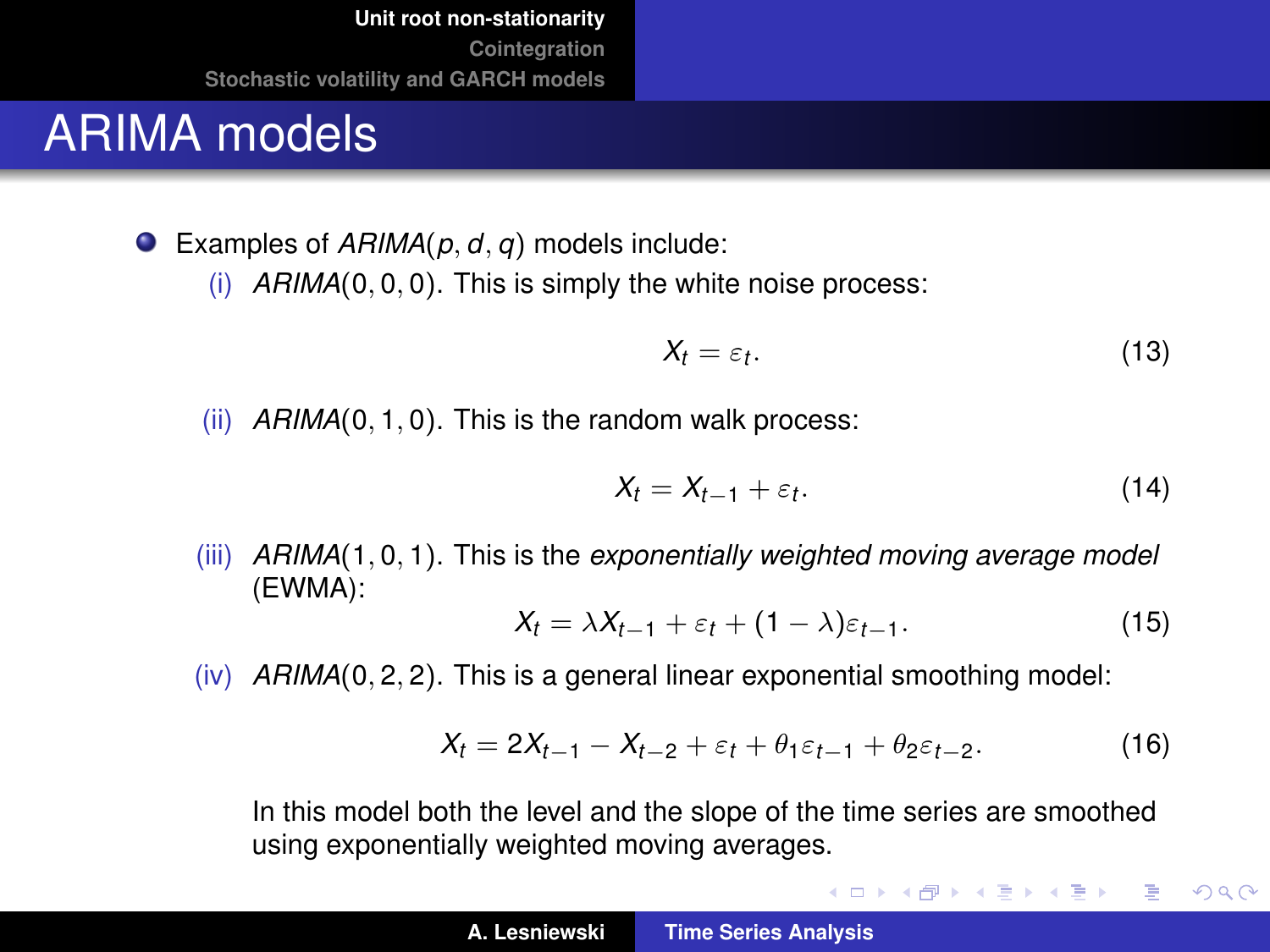# ARIMA models

- Examples of *ARIMA*$(p, d, q)$ models include:
  (i) *ARIMA*$(0, 0, 0)$. This is simply the white noise process:

$$X_t = \varepsilon_t. \tag{13}$$

  (ii) *ARIMA*$(0, 1, 0)$. This is the random walk process:

$$X_t = X_{t-1} + \varepsilon_t. \tag{14}$$

  (iii) *ARIMA*$(1, 0, 1)$. This is the *exponentially weighted moving average model* (EWMA):

$$X_t = \lambda X_{t-1} + \varepsilon_t + (1 - \lambda)\varepsilon_{t-1}. \tag{15}$$

  (iv) *ARIMA*$(0, 2, 2)$. This is a general linear exponential smoothing model:

$$X_t = 2X_{t-1} - X_{t-2} + \varepsilon_t + \theta_1 \varepsilon_{t-1} + \theta_2 \varepsilon_{t-2}. \tag{16}$$

  In this model both the level and the slope of the time series are smoothed using exponentially weighted moving averages.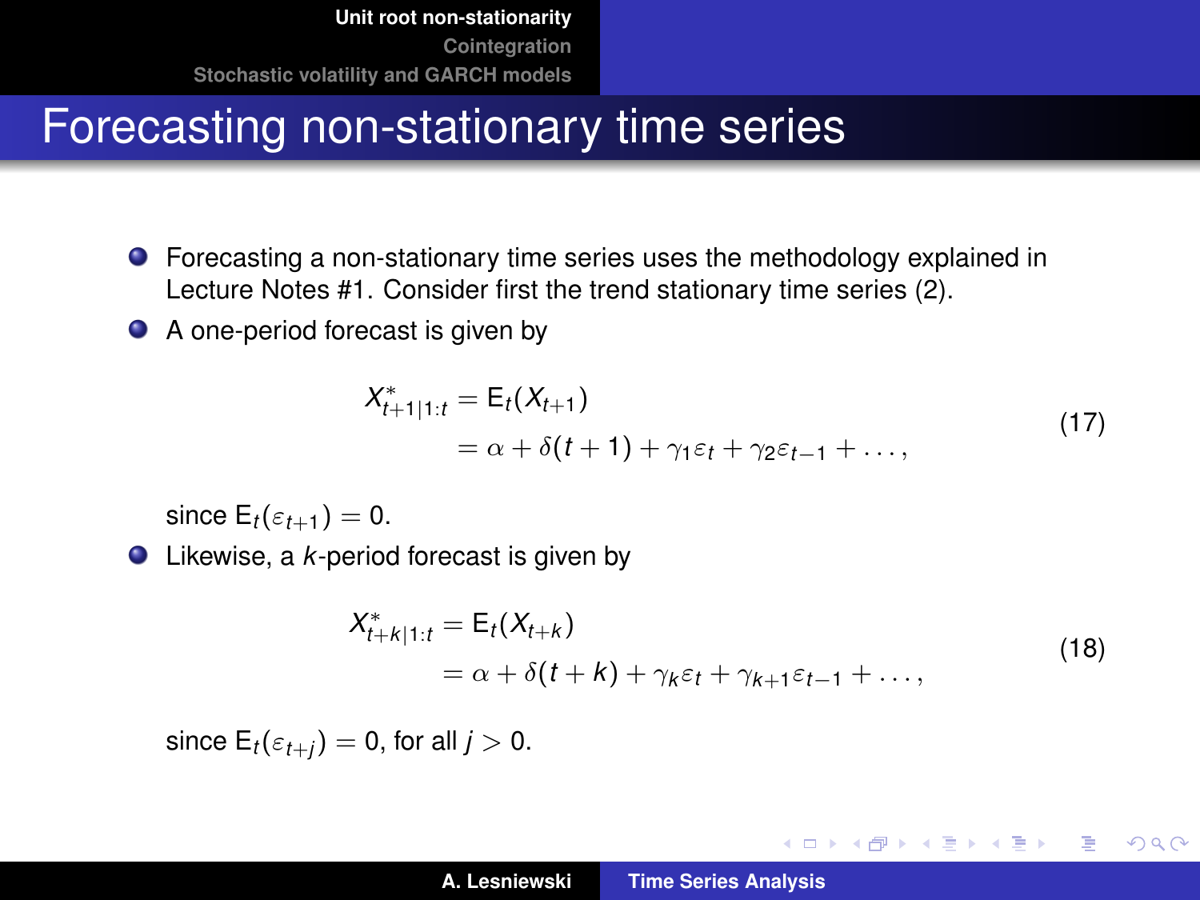# Forecasting non-stationary time series

- Forecasting a non-stationary time series uses the methodology explained in Lecture Notes #1. Consider first the trend stationary time series (2).
- A one-period forecast is given by

$$
\begin{aligned}
X^*_{t+1|1:t} &= \mathrm{E}_t(X_{t+1}) \\
&= \alpha + \delta(t+1) + \gamma_1 \varepsilon_t + \gamma_2 \varepsilon_{t-1} + \ldots,
\end{aligned}
\tag{17}
$$

  since $\mathrm{E}_t(\varepsilon_{t+1}) = 0$.
- Likewise, a $k$-period forecast is given by

$$
\begin{aligned}
X^*_{t+k|1:t} &= \mathrm{E}_t(X_{t+k}) \\
&= \alpha + \delta(t+k) + \gamma_k \varepsilon_t + \gamma_{k+1} \varepsilon_{t-1} + \ldots,
\end{aligned}
\tag{18}
$$

  since $\mathrm{E}_t(\varepsilon_{t+j}) = 0$, for all $j > 0$.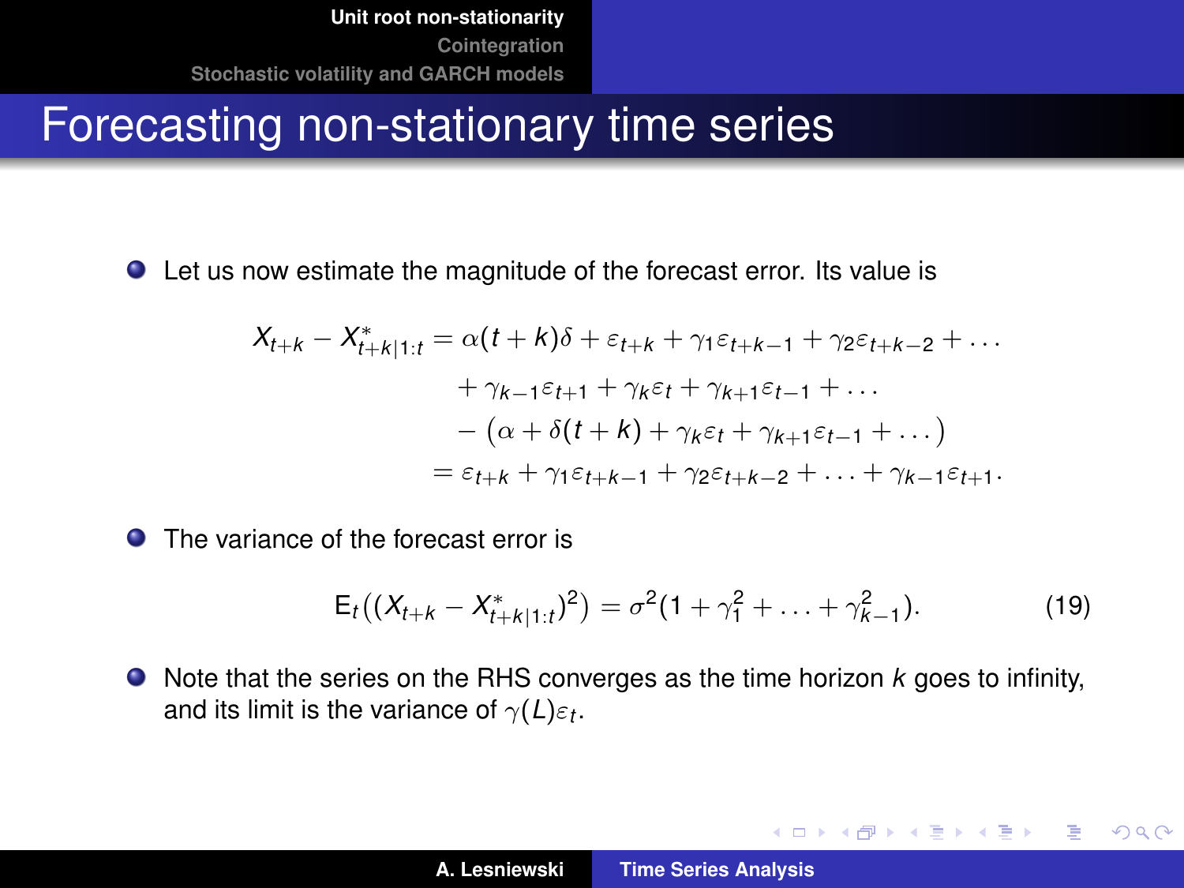# Forecasting non-stationary time series

- Let us now estimate the magnitude of the forecast error. Its value is

$$
\begin{aligned}
X_{t+k} - X^*_{t+k|1:t} &= \alpha(t+k)\delta + \varepsilon_{t+k} + \gamma_1\varepsilon_{t+k-1} + \gamma_2\varepsilon_{t+k-2} + \dots \\
&\quad + \gamma_{k-1}\varepsilon_{t+1} + \gamma_k\varepsilon_t + \gamma_{k+1}\varepsilon_{t-1} + \dots \\
&\quad - \big(\alpha + \delta(t+k) + \gamma_k\varepsilon_t + \gamma_{k+1}\varepsilon_{t-1} + \dots\big) \\
&= \varepsilon_{t+k} + \gamma_1\varepsilon_{t+k-1} + \gamma_2\varepsilon_{t+k-2} + \dots + \gamma_{k-1}\varepsilon_{t+1}.
\end{aligned}
$$

- The variance of the forecast error is

$$
\mathrm{E}_t\big((X_{t+k} - X^*_{t+k|1:t})^2\big) = \sigma^2(1 + \gamma_1^2 + \dots + \gamma_{k-1}^2). \tag{19}
$$

- Note that the series on the RHS converges as the time horizon $k$ goes to infinity, and its limit is the variance of $\gamma(L)\varepsilon_t$.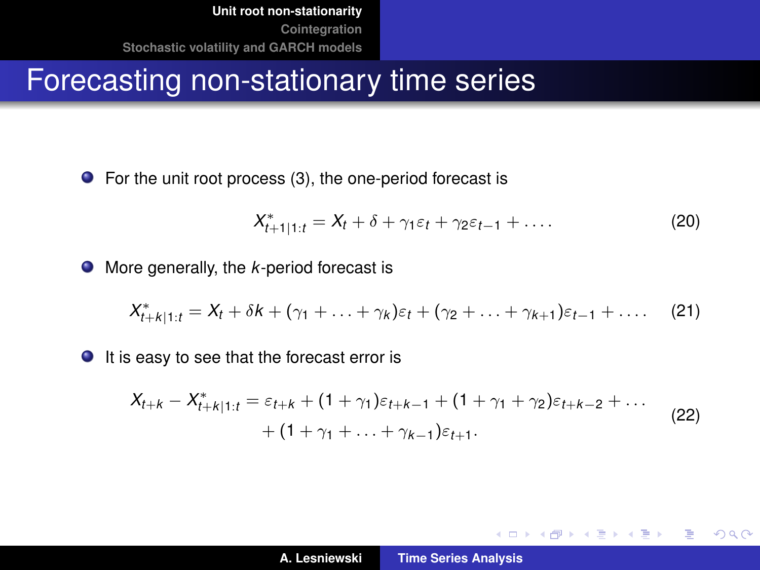# Forecasting non-stationary time series

- For the unit root process (3), the one-period forecast is

$$X^*_{t+1|1:t} = X_t + \delta + \gamma_1 \varepsilon_t + \gamma_2 \varepsilon_{t-1} + \ldots . \tag{20}$$

- More generally, the $k$-period forecast is

$$X^*_{t+k|1:t} = X_t + \delta k + (\gamma_1 + \ldots + \gamma_k)\varepsilon_t + (\gamma_2 + \ldots + \gamma_{k+1})\varepsilon_{t-1} + \ldots . \tag{21}$$

- It is easy to see that the forecast error is

$$\begin{aligned} X_{t+k} - X^*_{t+k|1:t} = \varepsilon_{t+k} + (1 + \gamma_1)\varepsilon_{t+k-1} + (1 + \gamma_1 + \gamma_2)\varepsilon_{t+k-2} + \ldots \\ + (1 + \gamma_1 + \ldots + \gamma_{k-1})\varepsilon_{t+1}. \end{aligned} \tag{22}$$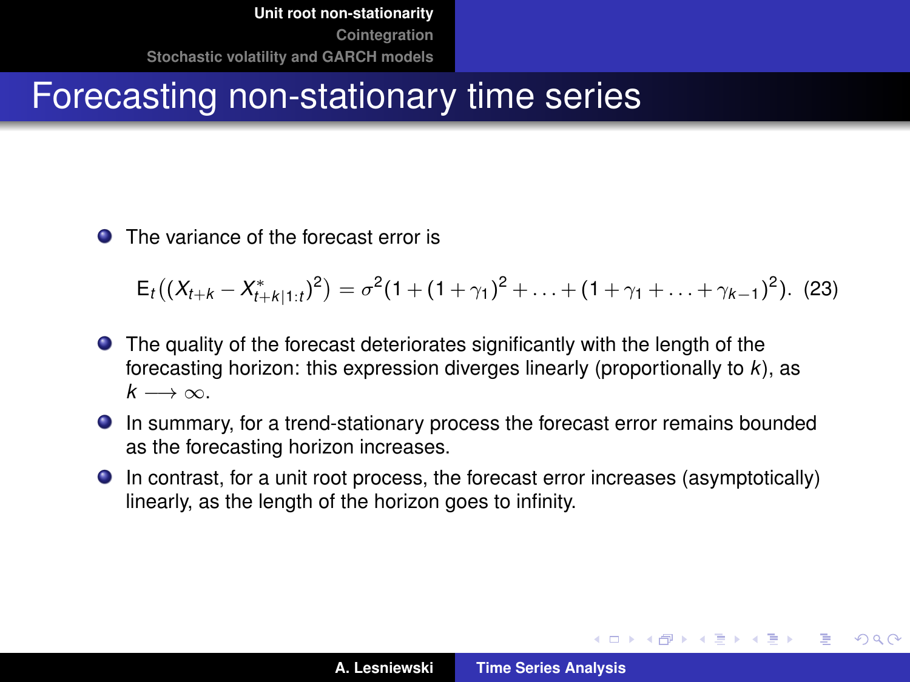# Forecasting non-stationary time series

- The variance of the forecast error is

$$\mathrm{E}_t\big((X_{t+k} - X^*_{t+k|1:t})^2\big) = \sigma^2(1 + (1+\gamma_1)^2 + \ldots + (1+\gamma_1+\ldots+\gamma_{k-1})^2). \quad (23)$$

- The quality of the forecast deteriorates significantly with the length of the forecasting horizon: this expression diverges linearly (proportionally to $k$), as $k \longrightarrow \infty$.
- In summary, for a trend-stationary process the forecast error remains bounded as the forecasting horizon increases.
- In contrast, for a unit root process, the forecast error increases (asymptotically) linearly, as the length of the horizon goes to infinity.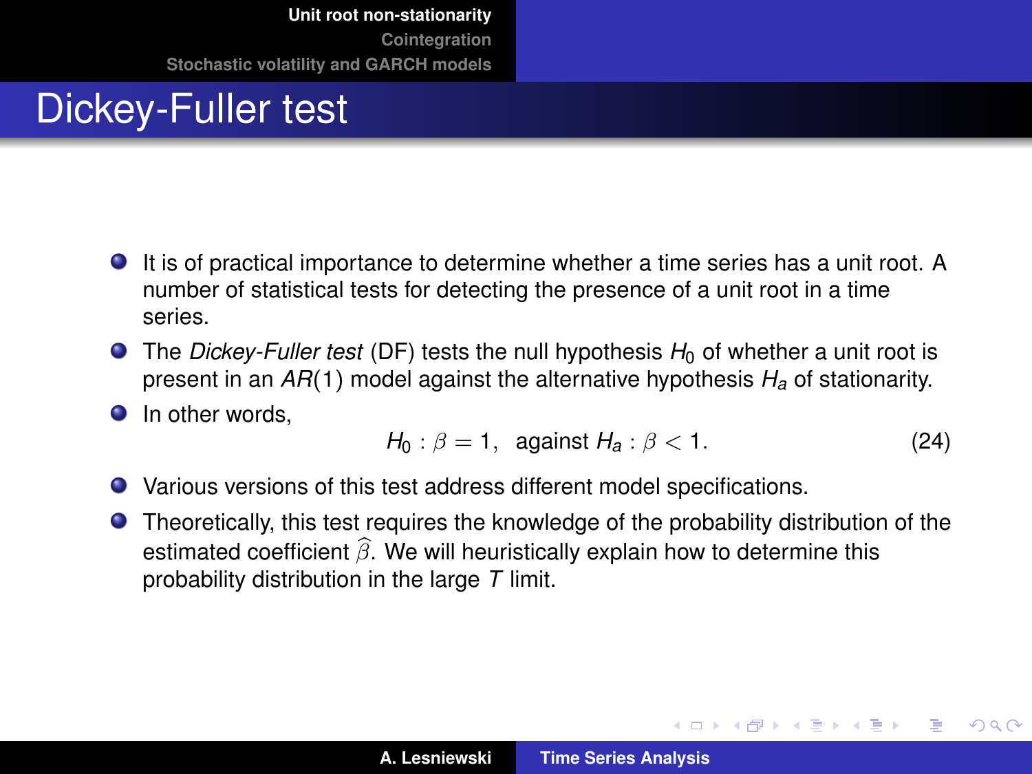# Dickey-Fuller test

- It is of practical importance to determine whether a time series has a unit root. A number of statistical tests for detecting the presence of a unit root in a time series.
- The *Dickey-Fuller test* (DF) tests the null hypothesis $H_0$ of whether a unit root is present in an $AR(1)$ model against the alternative hypothesis $H_a$ of stationarity.
- In other words,

$$H_0 : \beta = 1, \ \text{ against } H_a : \beta < 1. \tag{24}$$

- Various versions of this test address different model specifications.
- Theoretically, this test requires the knowledge of the probability distribution of the estimated coefficient $\widehat{\beta}$. We will heuristically explain how to determine this probability distribution in the large $T$ limit.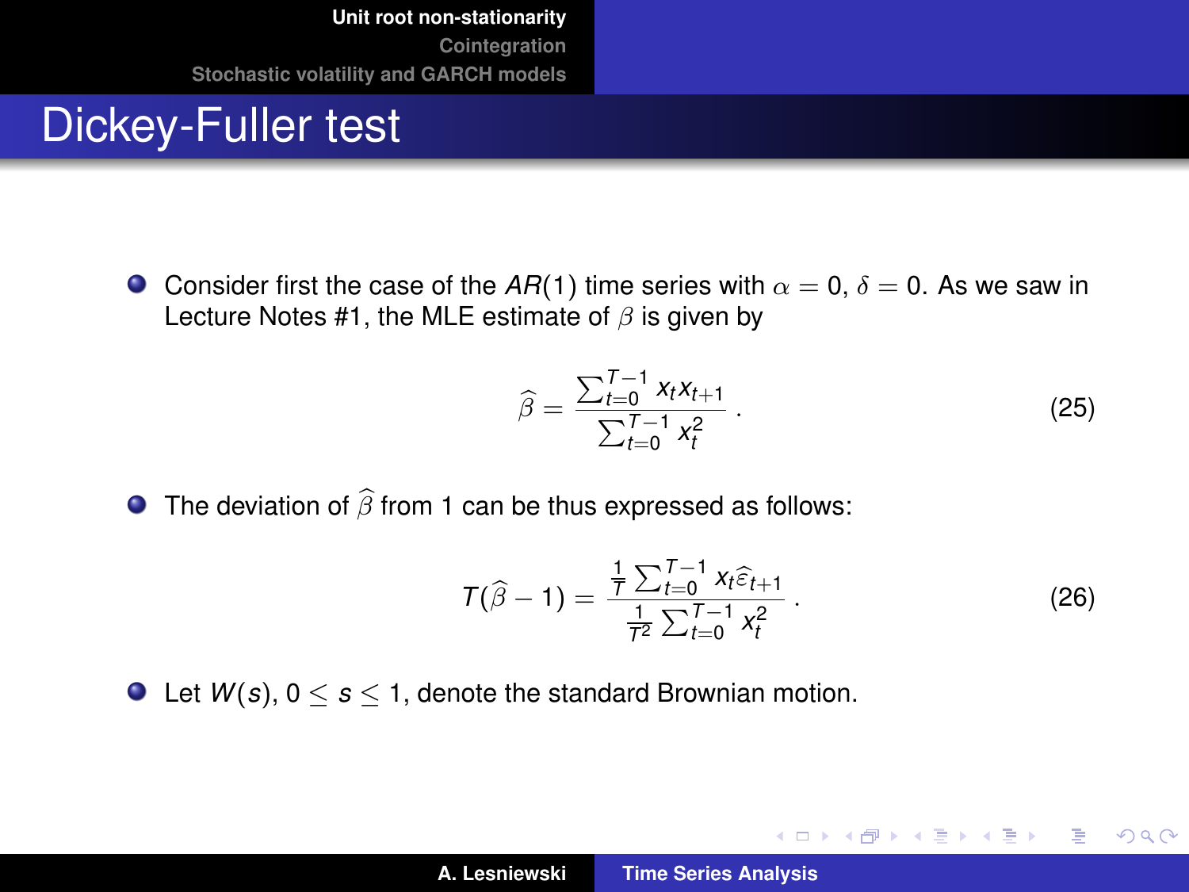# Dickey-Fuller test

- Consider first the case of the $AR(1)$ time series with $\alpha = 0$, $\delta = 0$. As we saw in Lecture Notes #1, the MLE estimate of $\beta$ is given by

$$\widehat{\beta} = \frac{\sum_{t=0}^{T-1} x_t x_{t+1}}{\sum_{t=0}^{T-1} x_t^2} . \tag{25}$$

- The deviation of $\widehat{\beta}$ from 1 can be thus expressed as follows:

$$T(\widehat{\beta} - 1) = \frac{\frac{1}{T} \sum_{t=0}^{T-1} x_t \widehat{\varepsilon}_{t+1}}{\frac{1}{T^2} \sum_{t=0}^{T-1} x_t^2} . \tag{26}$$

- Let $W(s)$, $0 \leq s \leq 1$, denote the standard Brownian motion.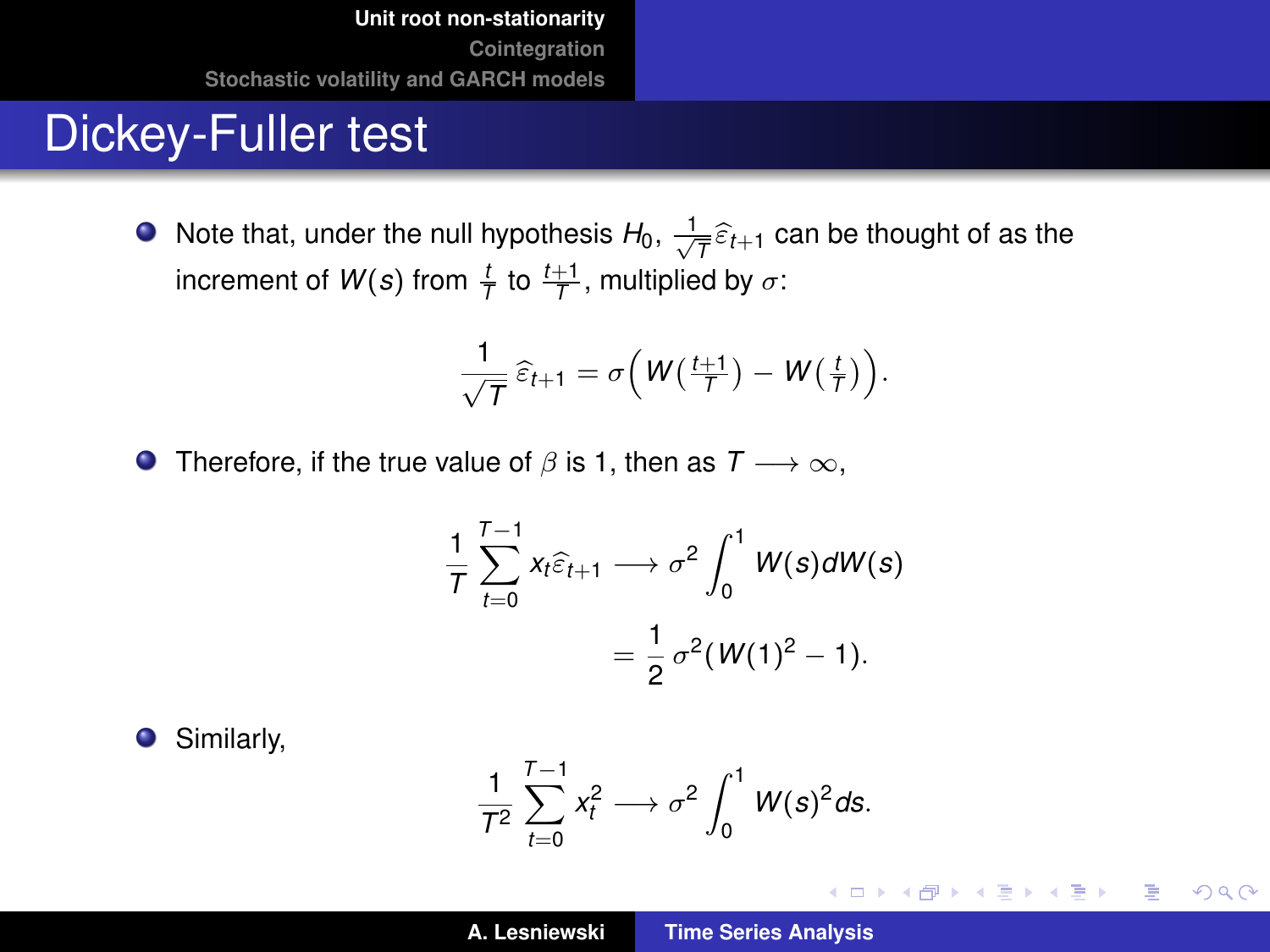# Dickey-Fuller test

- Note that, under the null hypothesis $H_0$, $\frac{1}{\sqrt{T}}\widehat{\varepsilon}_{t+1}$ can be thought of as the increment of $W(s)$ from $\frac{t}{T}$ to $\frac{t+1}{T}$, multiplied by $\sigma$:

$$\frac{1}{\sqrt{T}}\widehat{\varepsilon}_{t+1} = \sigma\Big(W\big(\tfrac{t+1}{T}\big) - W\big(\tfrac{t}{T}\big)\Big).$$

- Therefore, if the true value of $\beta$ is 1, then as $T \longrightarrow \infty$,

$$\begin{aligned}\frac{1}{T}\sum_{t=0}^{T-1} x_t \widehat{\varepsilon}_{t+1} &\longrightarrow \sigma^2 \int_0^1 W(s)dW(s) \\ &= \frac{1}{2}\sigma^2(W(1)^2 - 1).\end{aligned}$$

- Similarly,

$$\frac{1}{T^2}\sum_{t=0}^{T-1} x_t^2 \longrightarrow \sigma^2 \int_0^1 W(s)^2 ds.$$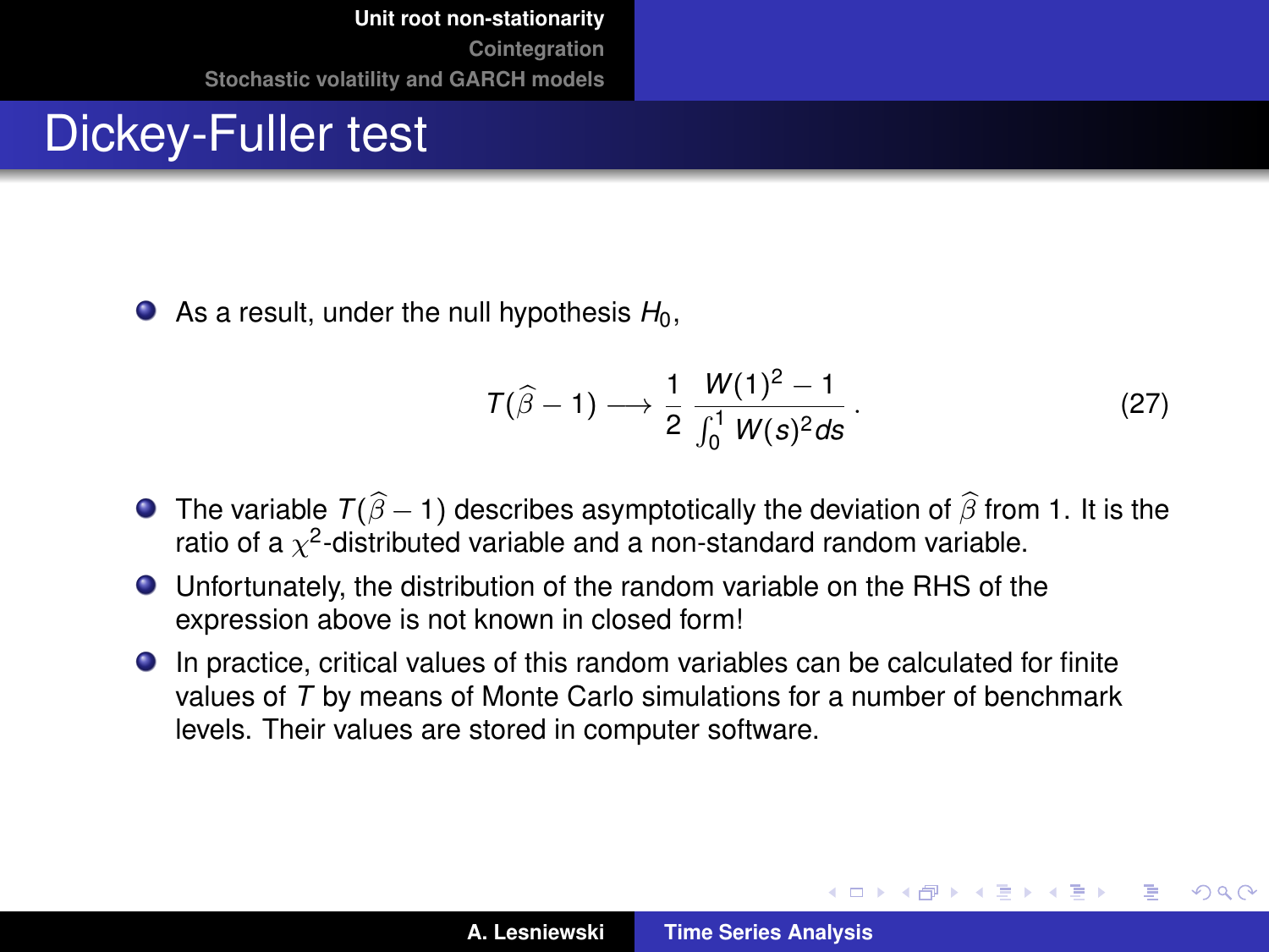# Dickey-Fuller test

- As a result, under the null hypothesis $H_0$,

$$T(\widehat{\beta} - 1) \longrightarrow \frac{1}{2} \frac{W(1)^2 - 1}{\int_0^1 W(s)^2 ds}. \tag{27}$$

- The variable $T(\widehat{\beta} - 1)$ describes asymptotically the deviation of $\widehat{\beta}$ from 1. It is the ratio of a $\chi^2$-distributed variable and a non-standard random variable.
- Unfortunately, the distribution of the random variable on the RHS of the expression above is not known in closed form!
- In practice, critical values of this random variables can be calculated for finite values of $T$ by means of Monte Carlo simulations for a number of benchmark levels. Their values are stored in computer software.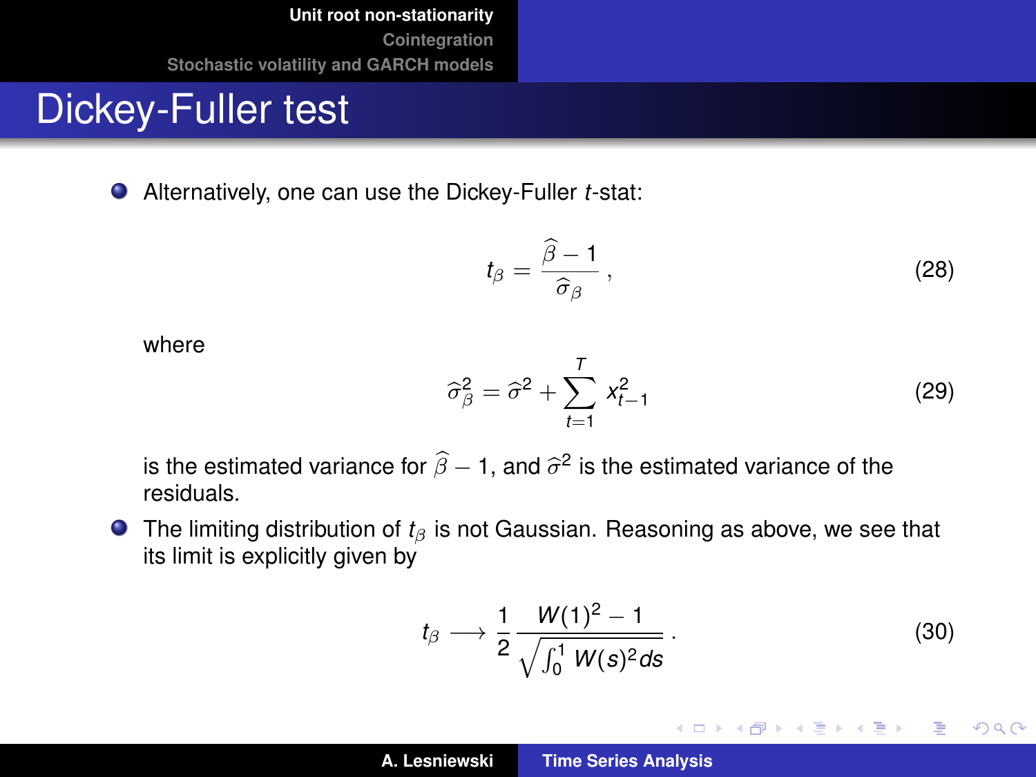# Dickey-Fuller test

- Alternatively, one can use the Dickey-Fuller $t$-stat:

$$t_\beta = \frac{\widehat{\beta} - 1}{\widehat{\sigma}_\beta}\,, \tag{28}$$

where

$$\widehat{\sigma}_\beta^2 = \widehat{\sigma}^2 + \sum_{t=1}^{T} x_{t-1}^2 \tag{29}$$

is the estimated variance for $\widehat{\beta} - 1$, and $\widehat{\sigma}^2$ is the estimated variance of the residuals.

- The limiting distribution of $t_\beta$ is not Gaussian. Reasoning as above, we see that its limit is explicitly given by

$$t_\beta \longrightarrow \frac{1}{2} \frac{W(1)^2 - 1}{\sqrt{\int_0^1 W(s)^2 ds}}\,. \tag{30}$$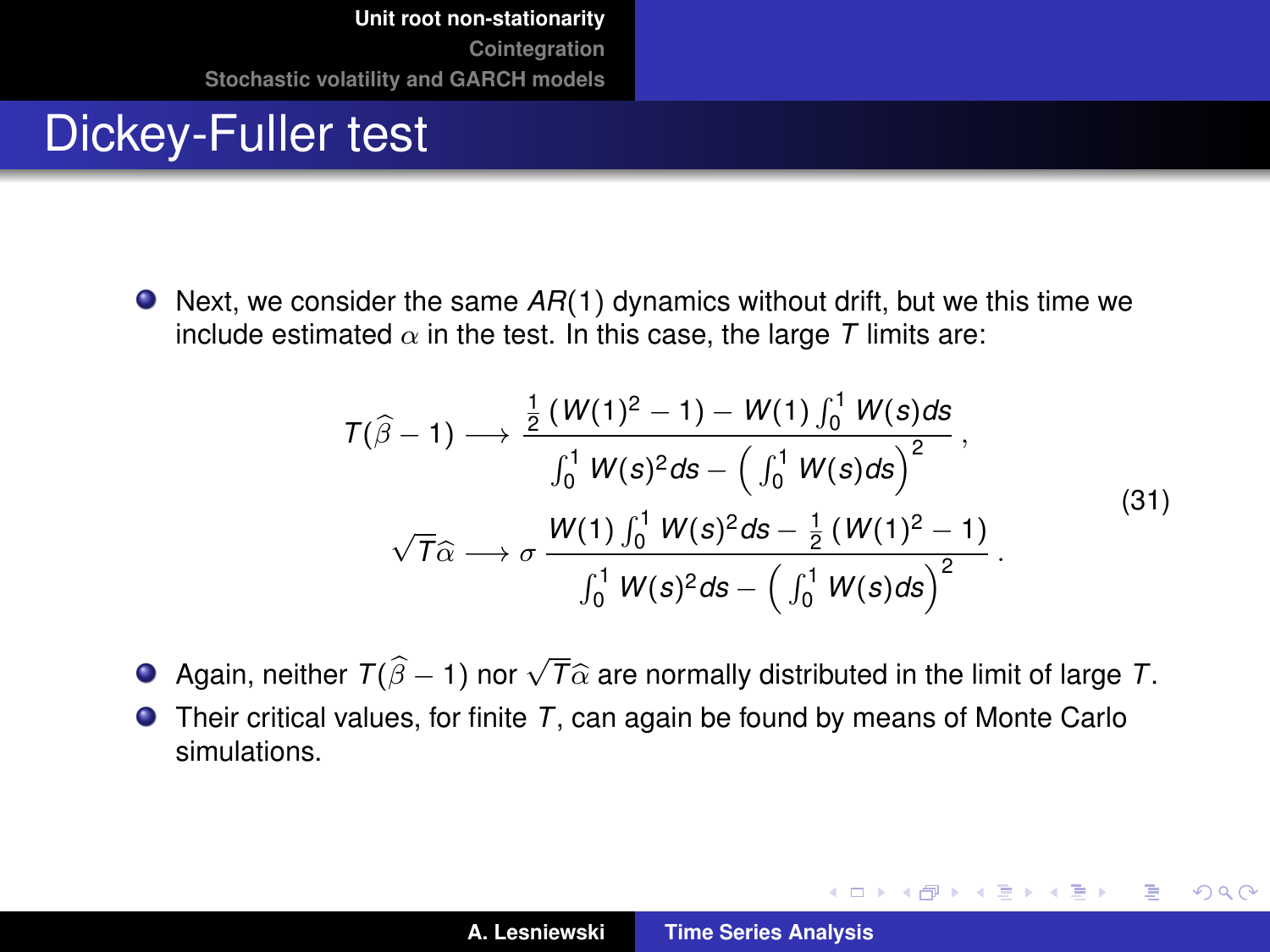# Dickey-Fuller test

- Next, we consider the same $AR(1)$ dynamics without drift, but we this time we include estimated $\alpha$ in the test. In this case, the large $T$ limits are:

$$
\begin{aligned}
T(\widehat{\beta}-1) &\longrightarrow \frac{\frac{1}{2}\left(W(1)^2-1\right)-W(1)\int_0^1 W(s)ds}{\int_0^1 W(s)^2 ds-\left(\int_0^1 W(s)ds\right)^2}, \\
\sqrt{T}\widehat{\alpha} &\longrightarrow \sigma\,\frac{W(1)\int_0^1 W(s)^2 ds-\frac{1}{2}\left(W(1)^2-1\right)}{\int_0^1 W(s)^2 ds-\left(\int_0^1 W(s)ds\right)^2}.
\end{aligned}
\tag{31}
$$

- Again, neither $T(\widehat{\beta}-1)$ nor $\sqrt{T}\widehat{\alpha}$ are normally distributed in the limit of large $T$.
- Their critical values, for finite $T$, can again be found by means of Monte Carlo simulations.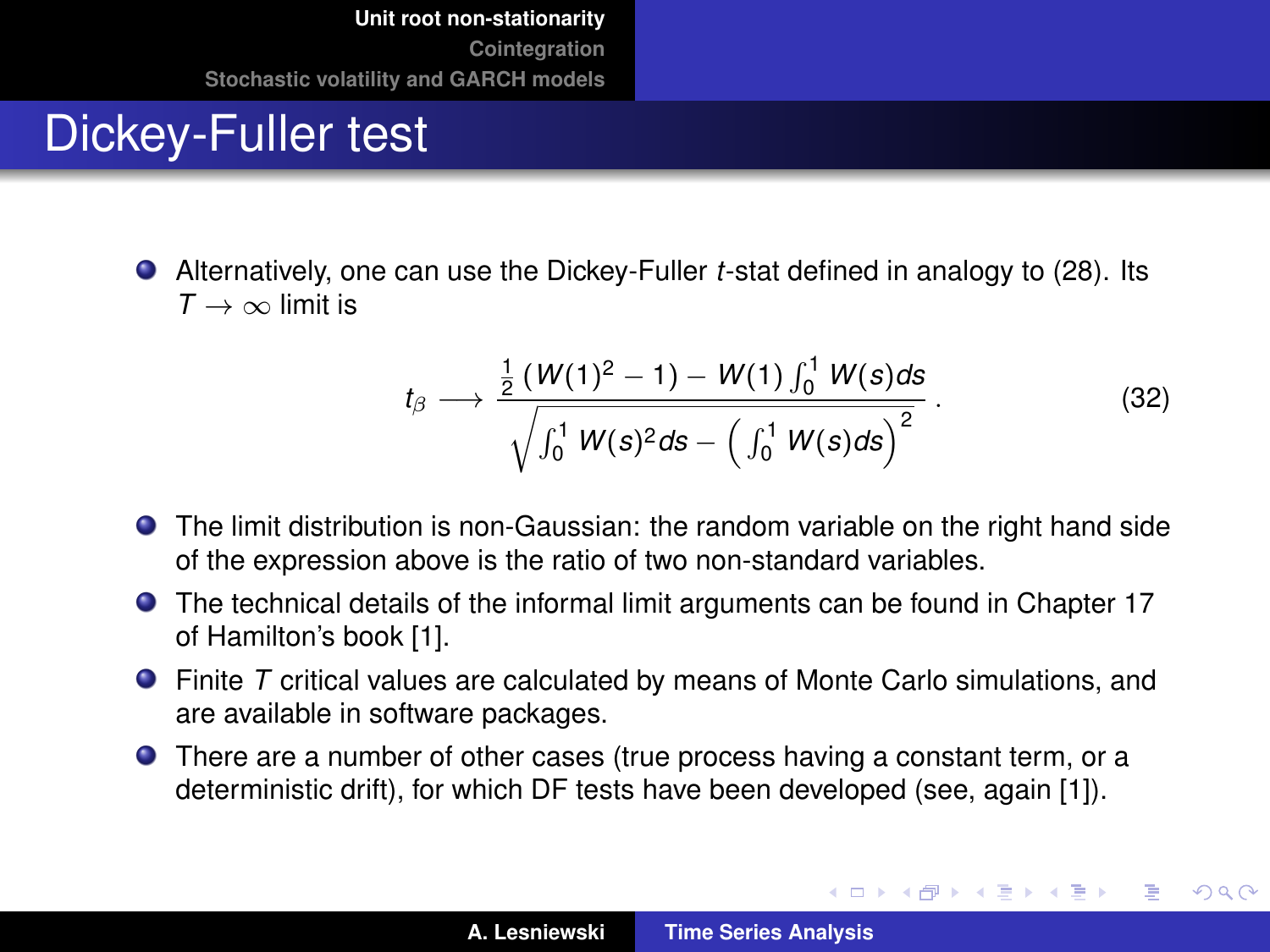# Dickey-Fuller test

- Alternatively, one can use the Dickey-Fuller $t$-stat defined in analogy to (28). Its $T \to \infty$ limit is

$$t_\beta \longrightarrow \frac{\frac{1}{2}\left(W(1)^2 - 1\right) - W(1)\int_0^1 W(s)ds}{\sqrt{\int_0^1 W(s)^2 ds - \left(\int_0^1 W(s)ds\right)^2}} . \tag{32}$$

- The limit distribution is non-Gaussian: the random variable on the right hand side of the expression above is the ratio of two non-standard variables.
- The technical details of the informal limit arguments can be found in Chapter 17 of Hamilton's book [1].
- Finite $T$ critical values are calculated by means of Monte Carlo simulations, and are available in software packages.
- There are a number of other cases (true process having a constant term, or a deterministic drift), for which DF tests have been developed (see, again [1]).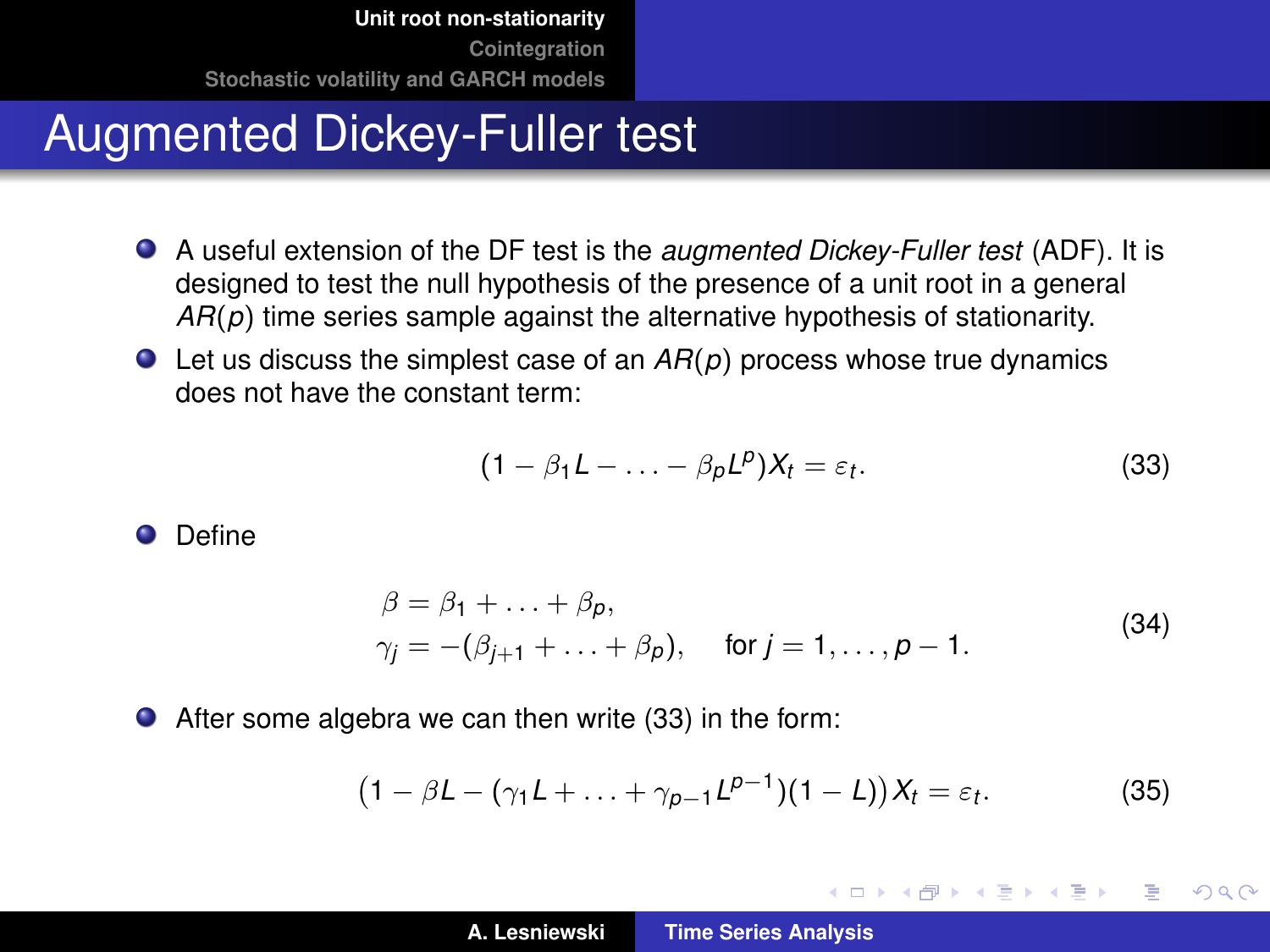# Augmented Dickey-Fuller test

- A useful extension of the DF test is the *augmented Dickey-Fuller test* (ADF). It is designed to test the null hypothesis of the presence of a unit root in a general $AR(p)$ time series sample against the alternative hypothesis of stationarity.
- Let us discuss the simplest case of an $AR(p)$ process whose true dynamics does not have the constant term:

$$(1 - \beta_1 L - \ldots - \beta_p L^p) X_t = \varepsilon_t. \tag{33}$$

- Define

$$\begin{aligned} \beta &= \beta_1 + \ldots + \beta_p, \\ \gamma_j &= -(\beta_{j+1} + \ldots + \beta_p), \quad \text{for } j = 1, \ldots, p-1. \end{aligned} \tag{34}$$

- After some algebra we can then write (33) in the form:

$$\big(1 - \beta L - (\gamma_1 L + \ldots + \gamma_{p-1} L^{p-1})(1 - L)\big) X_t = \varepsilon_t. \tag{35}$$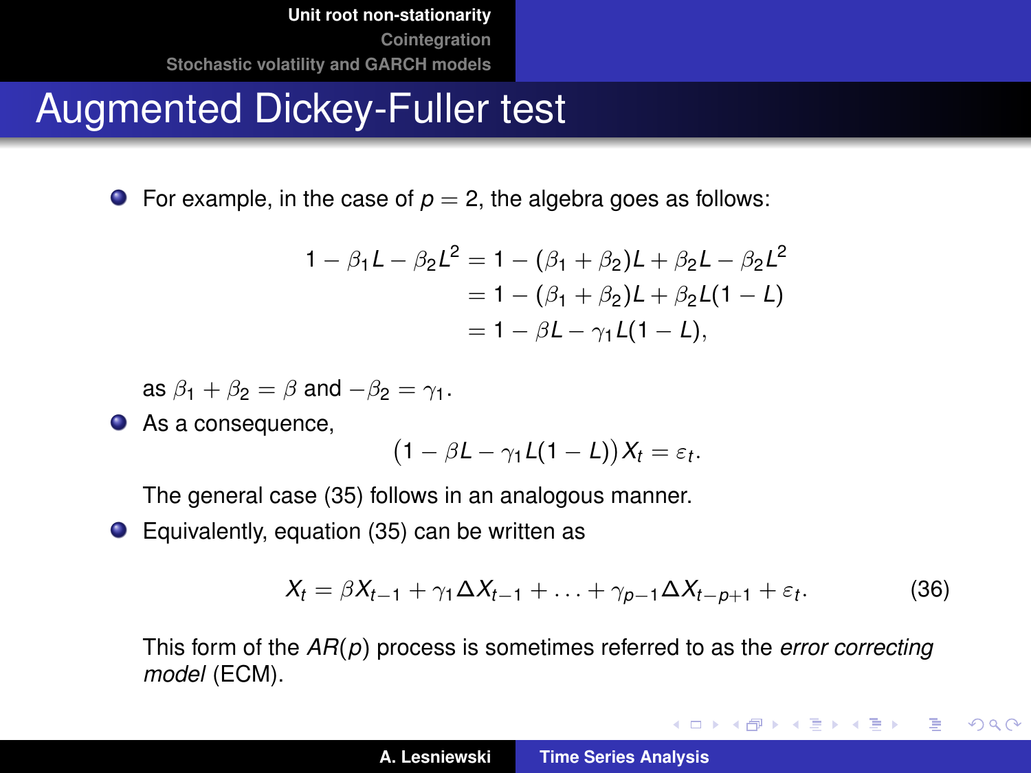# Augmented Dickey-Fuller test

- For example, in the case of $p = 2$, the algebra goes as follows:

$$
\begin{aligned}
1 - \beta_1 L - \beta_2 L^2 &= 1 - (\beta_1 + \beta_2)L + \beta_2 L - \beta_2 L^2 \\
&= 1 - (\beta_1 + \beta_2)L + \beta_2 L(1 - L) \\
&= 1 - \beta L - \gamma_1 L(1 - L),
\end{aligned}
$$

  as $\beta_1 + \beta_2 = \beta$ and $-\beta_2 = \gamma_1$.

- As a consequence,

$$
\big(1 - \beta L - \gamma_1 L(1 - L)\big) X_t = \varepsilon_t .
$$

  The general case (35) follows in an analogous manner.

- Equivalently, equation (35) can be written as

$$
X_t = \beta X_{t-1} + \gamma_1 \Delta X_{t-1} + \ldots + \gamma_{p-1} \Delta X_{t-p+1} + \varepsilon_t . \tag{36}
$$

  This form of the $AR(p)$ process is sometimes referred to as the *error correcting model* (ECM).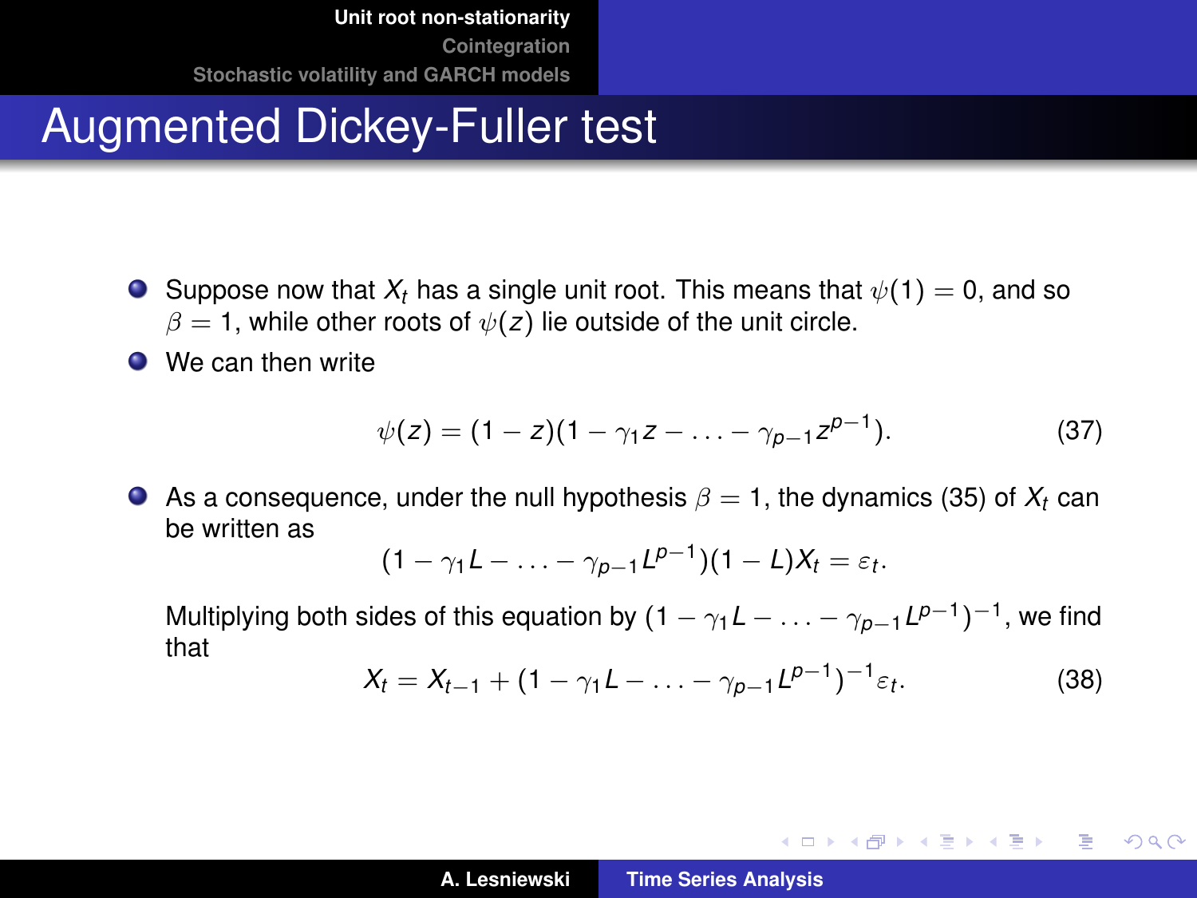# Augmented Dickey-Fuller test

- Suppose now that $X_t$ has a single unit root. This means that $\psi(1) = 0$, and so $\beta = 1$, while other roots of $\psi(z)$ lie outside of the unit circle.
- We can then write

$$\psi(z) = (1 - z)(1 - \gamma_1 z - \ldots - \gamma_{p-1} z^{p-1}). \tag{37}$$

- As a consequence, under the null hypothesis $\beta = 1$, the dynamics (35) of $X_t$ can be written as

$$(1 - \gamma_1 L - \ldots - \gamma_{p-1} L^{p-1})(1 - L) X_t = \varepsilon_t.$$

  Multiplying both sides of this equation by $(1 - \gamma_1 L - \ldots - \gamma_{p-1} L^{p-1})^{-1}$, we find that

$$X_t = X_{t-1} + (1 - \gamma_1 L - \ldots - \gamma_{p-1} L^{p-1})^{-1} \varepsilon_t. \tag{38}$$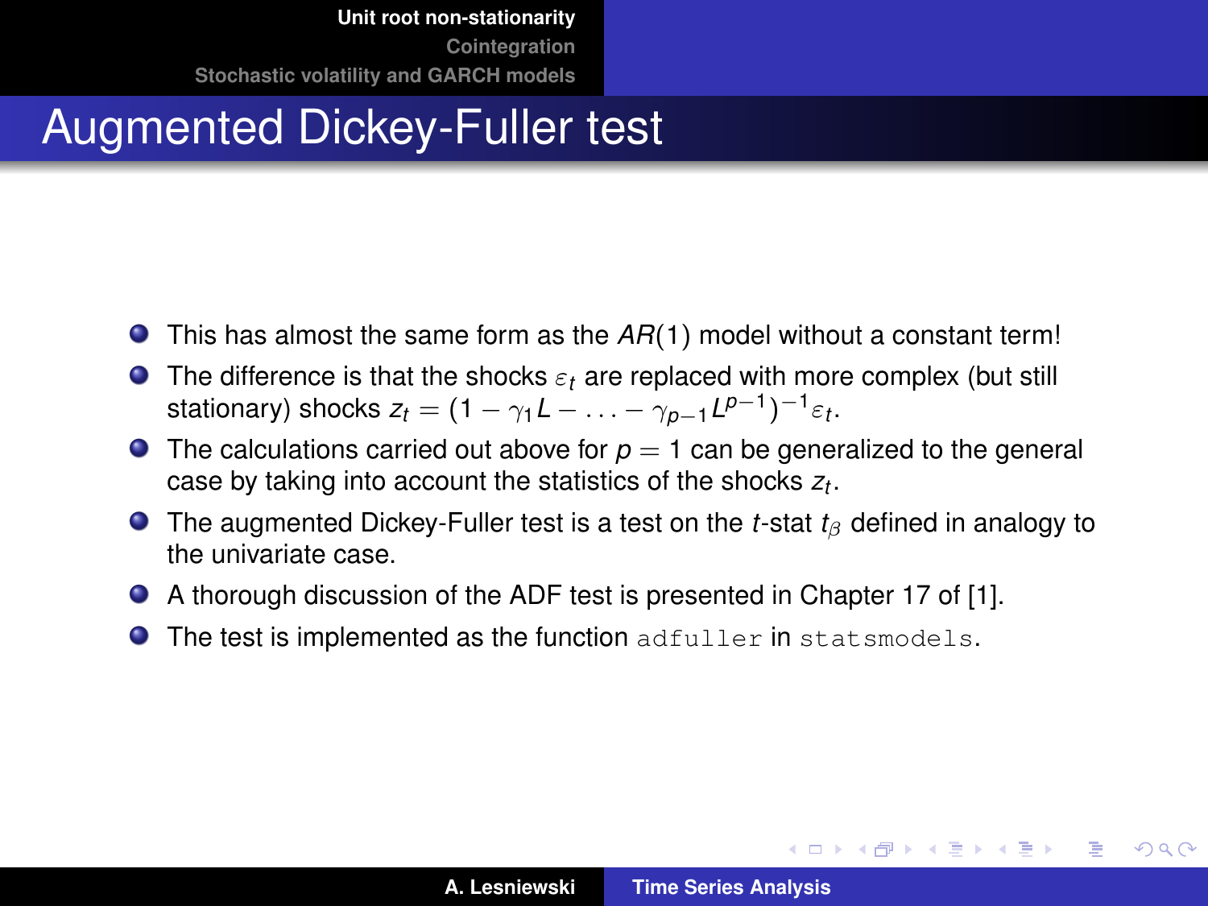# Augmented Dickey-Fuller test

- This has almost the same form as the $AR(1)$ model without a constant term!
- The difference is that the shocks $\varepsilon_t$ are replaced with more complex (but still stationary) shocks $z_t = (1 - \gamma_1 L - \ldots - \gamma_{p-1} L^{p-1})^{-1} \varepsilon_t$.
- The calculations carried out above for $p = 1$ can be generalized to the general case by taking into account the statistics of the shocks $z_t$.
- The augmented Dickey-Fuller test is a test on the $t$-stat $t_\beta$ defined in analogy to the univariate case.
- A thorough discussion of the ADF test is presented in Chapter 17 of [1].
- The test is implemented as the function `adfuller` in `statsmodels`.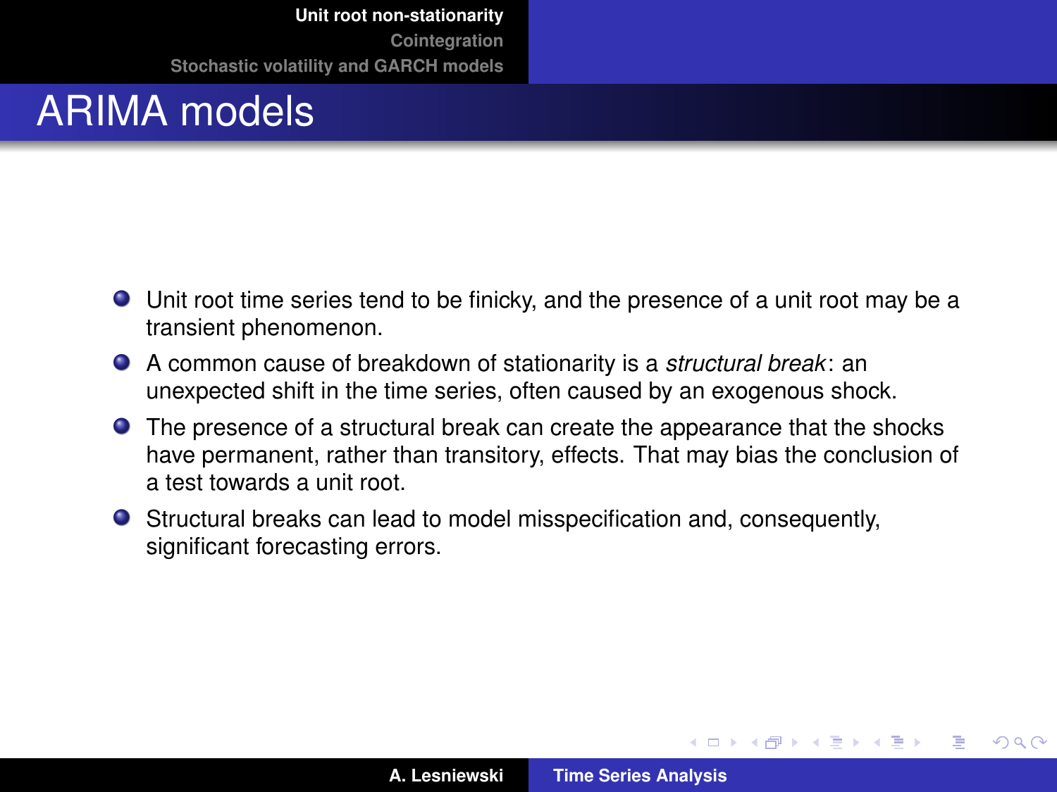# ARIMA models

- Unit root time series tend to be finicky, and the presence of a unit root may be a transient phenomenon.
- A common cause of breakdown of stationarity is a *structural break*: an unexpected shift in the time series, often caused by an exogenous shock.
- The presence of a structural break can create the appearance that the shocks have permanent, rather than transitory, effects. That may bias the conclusion of a test towards a unit root.
- Structural breaks can lead to model misspecification and, consequently, significant forecasting errors.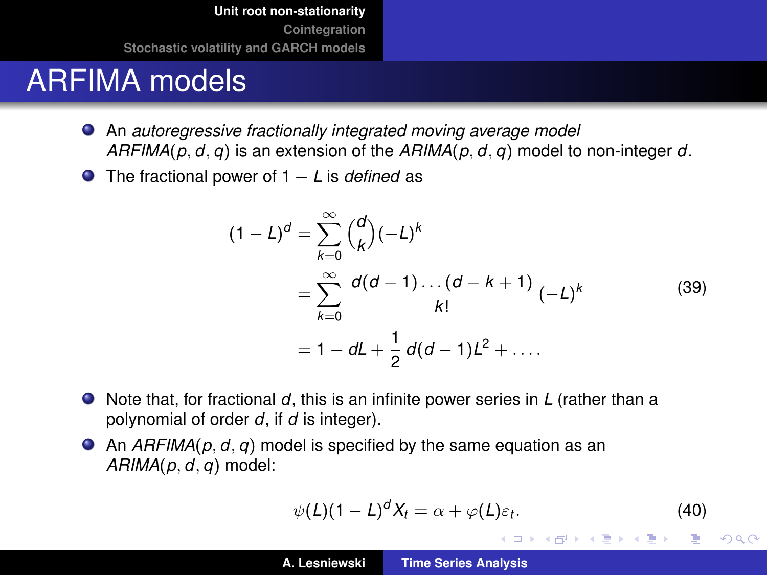# ARFIMA models

- An *autoregressive fractionally integrated moving average model* *ARFIMA*$(p, d, q)$ is an extension of the *ARIMA*$(p, d, q)$ model to non-integer $d$.
- The fractional power of $1 - L$ is *defined* as

$$
\begin{aligned}
(1 - L)^d &= \sum_{k=0}^{\infty} \binom{d}{k} (-L)^k \\
&= \sum_{k=0}^{\infty} \frac{d(d-1)\ldots(d-k+1)}{k!} (-L)^k \\
&= 1 - dL + \frac{1}{2} d(d-1)L^2 + \ldots .
\end{aligned}
\tag{39}
$$

- Note that, for fractional $d$, this is an infinite power series in $L$ (rather than a polynomial of order $d$, if $d$ is integer).
- An *ARFIMA*$(p, d, q)$ model is specified by the same equation as an *ARIMA*$(p, d, q)$ model:

$$
\psi(L)(1 - L)^d X_t = \alpha + \varphi(L)\varepsilon_t . \tag{40}
$$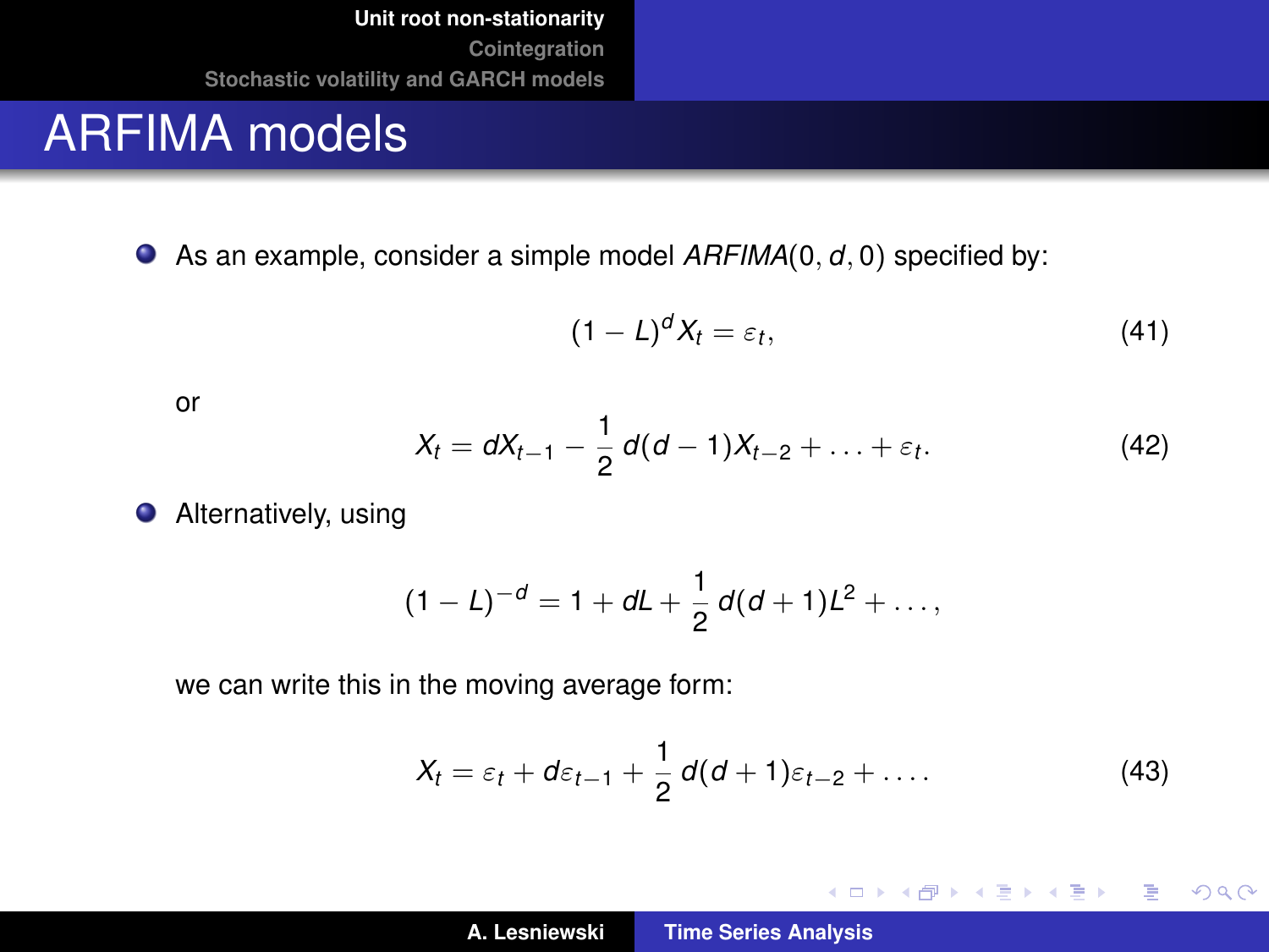# ARFIMA models

- As an example, consider a simple model $ARFIMA(0, d, 0)$ specified by:

$$(1 - L)^d X_t = \varepsilon_t, \tag{41}$$

  or

$$X_t = dX_{t-1} - \frac{1}{2} d(d-1)X_{t-2} + \ldots + \varepsilon_t. \tag{42}$$

- Alternatively, using

$$(1 - L)^{-d} = 1 + dL + \frac{1}{2} d(d+1)L^2 + \ldots,$$

  we can write this in the moving average form:

$$X_t = \varepsilon_t + d\varepsilon_{t-1} + \frac{1}{2} d(d+1)\varepsilon_{t-2} + \ldots. \tag{43}$$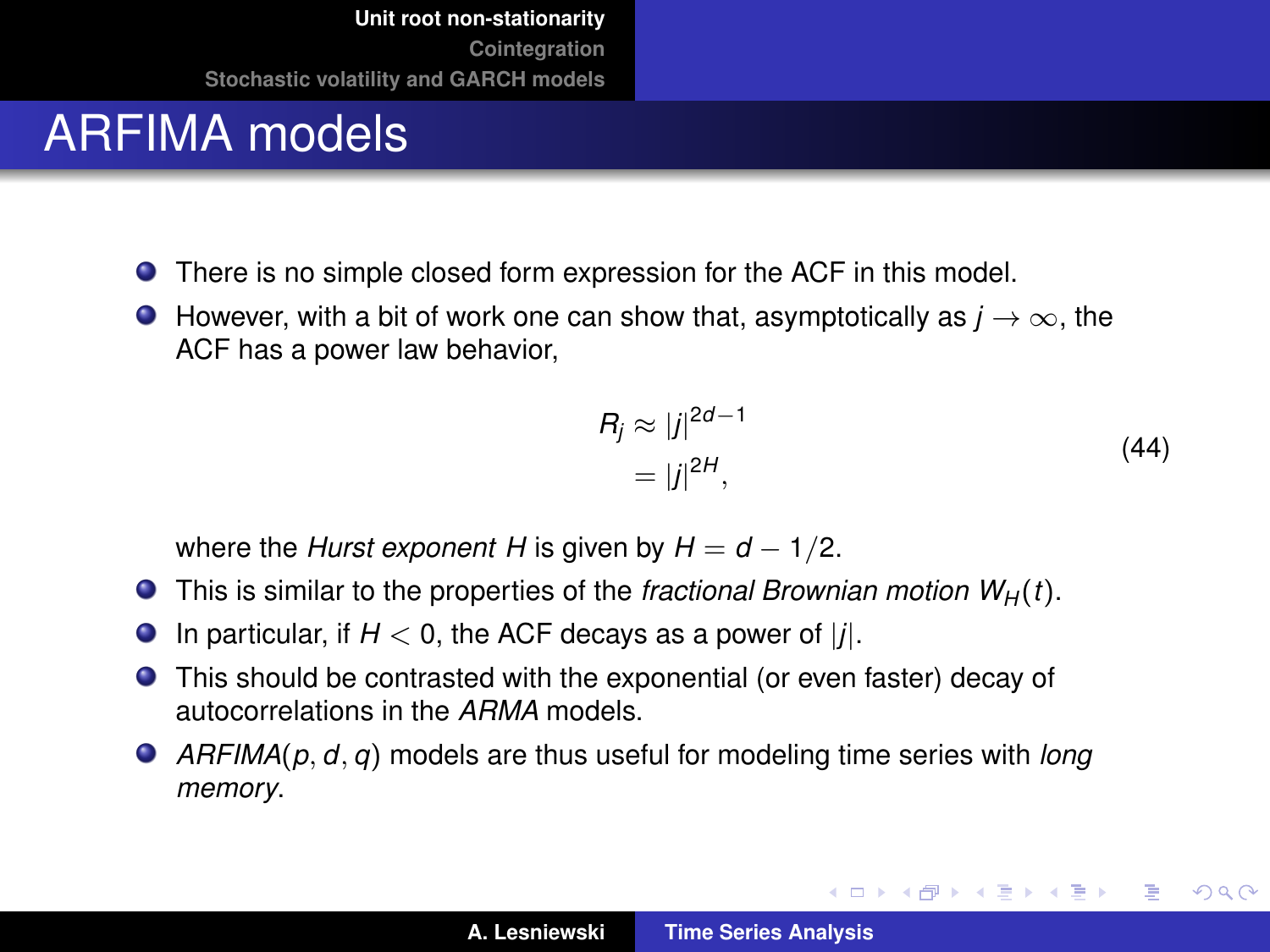# ARFIMA models

- There is no simple closed form expression for the ACF in this model.
- However, with a bit of work one can show that, asymptotically as $j \to \infty$, the ACF has a power law behavior,

$$
\begin{aligned}
R_j &\approx |j|^{2d-1} \\
&= |j|^{2H},
\end{aligned}
\tag{44}
$$

  where the *Hurst exponent* $H$ is given by $H = d - 1/2$.
- This is similar to the properties of the *fractional Brownian motion* $W_H(t)$.
- In particular, if $H < 0$, the ACF decays as a power of $|j|$.
- This should be contrasted with the exponential (or even faster) decay of autocorrelations in the *ARMA* models.
- *ARFIMA*$(p, d, q)$ models are thus useful for modeling time series with *long memory*.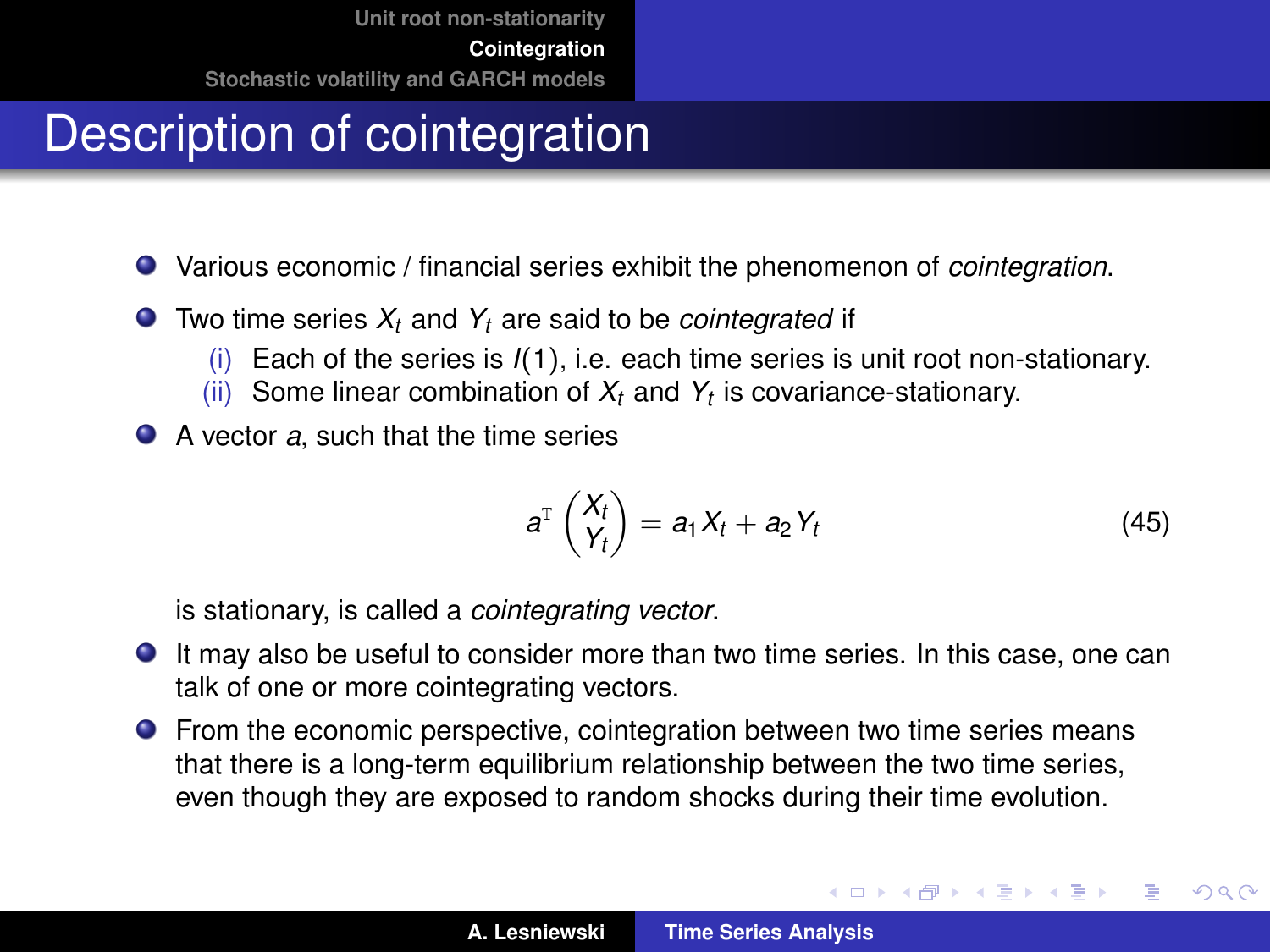# Description of cointegration

- Various economic / financial series exhibit the phenomenon of *cointegration*.
- Two time series $X_t$ and $Y_t$ are said to be *cointegrated* if
  - (i) Each of the series is $I(1)$, i.e. each time series is unit root non-stationary.
  - (ii) Some linear combination of $X_t$ and $Y_t$ is covariance-stationary.
- A vector $a$, such that the time series

$$a^{\mathrm{T}} \begin{pmatrix} X_t \\ Y_t \end{pmatrix} = a_1 X_t + a_2 Y_t \tag{45}$$

  is stationary, is called a *cointegrating vector*.
- It may also be useful to consider more than two time series. In this case, one can talk of one or more cointegrating vectors.
- From the economic perspective, cointegration between two time series means that there is a long-term equilibrium relationship between the two time series, even though they are exposed to random shocks during their time evolution.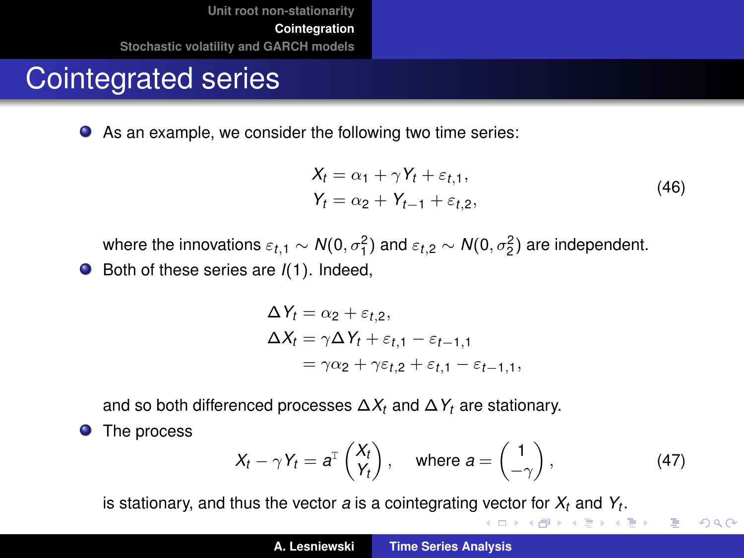# Cointegrated series

- As an example, we consider the following two time series:

$$
\begin{aligned}
X_t &= \alpha_1 + \gamma Y_t + \varepsilon_{t,1}, \\
Y_t &= \alpha_2 + Y_{t-1} + \varepsilon_{t,2},
\end{aligned}
\tag{46}
$$

  where the innovations $\varepsilon_{t,1} \sim N(0, \sigma_1^2)$ and $\varepsilon_{t,2} \sim N(0, \sigma_2^2)$ are independent.

- Both of these series are $I(1)$. Indeed,

$$
\begin{aligned}
\Delta Y_t &= \alpha_2 + \varepsilon_{t,2}, \\
\Delta X_t &= \gamma \Delta Y_t + \varepsilon_{t,1} - \varepsilon_{t-1,1} \\
&= \gamma \alpha_2 + \gamma \varepsilon_{t,2} + \varepsilon_{t,1} - \varepsilon_{t-1,1},
\end{aligned}
$$

  and so both differenced processes $\Delta X_t$ and $\Delta Y_t$ are stationary.

- The process

$$
X_t - \gamma Y_t = a^{\mathrm{T}} \begin{pmatrix} X_t \\ Y_t \end{pmatrix}, \quad \text{where } a = \begin{pmatrix} 1 \\ -\gamma \end{pmatrix}, \tag{47}
$$

  is stationary, and thus the vector $a$ is a cointegrating vector for $X_t$ and $Y_t$.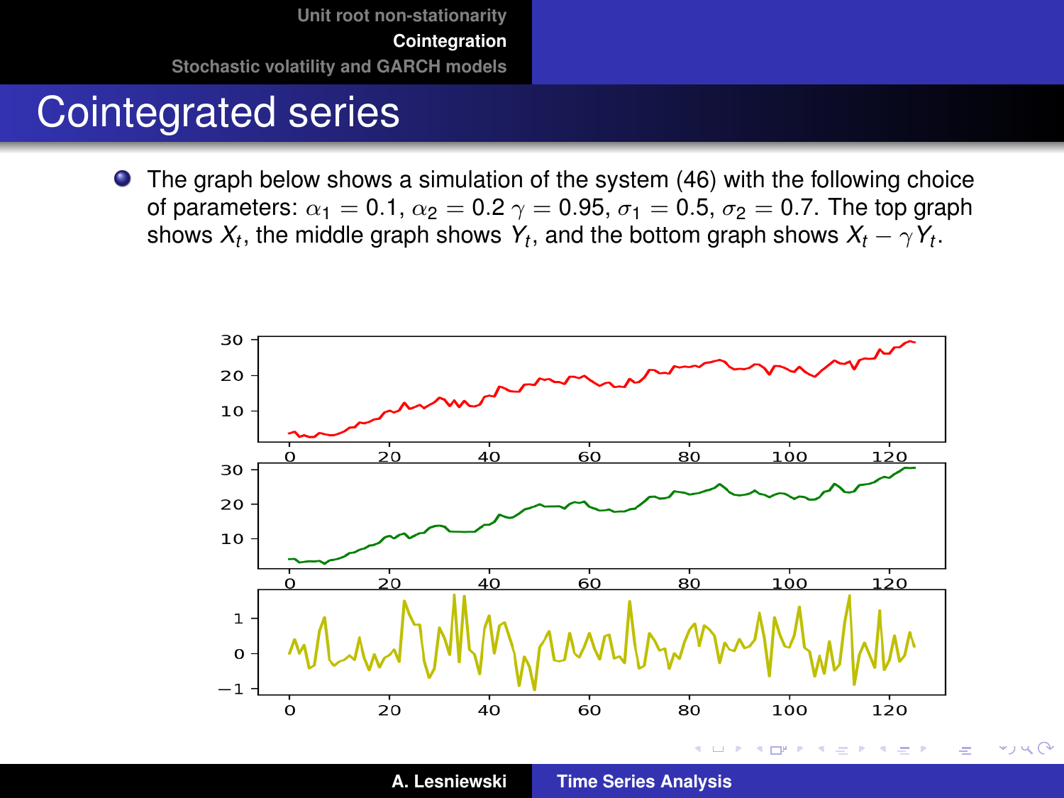# Cointegrated series

- The graph below shows a simulation of the system (46) with the following choice of parameters: $\alpha_1 = 0.1$, $\alpha_2 = 0.2$ $\gamma = 0.95$, $\sigma_1 = 0.5$, $\sigma_2 = 0.7$. The top graph shows $X_t$, the middle graph shows $Y_t$, and the bottom graph shows $X_t - \gamma Y_t$.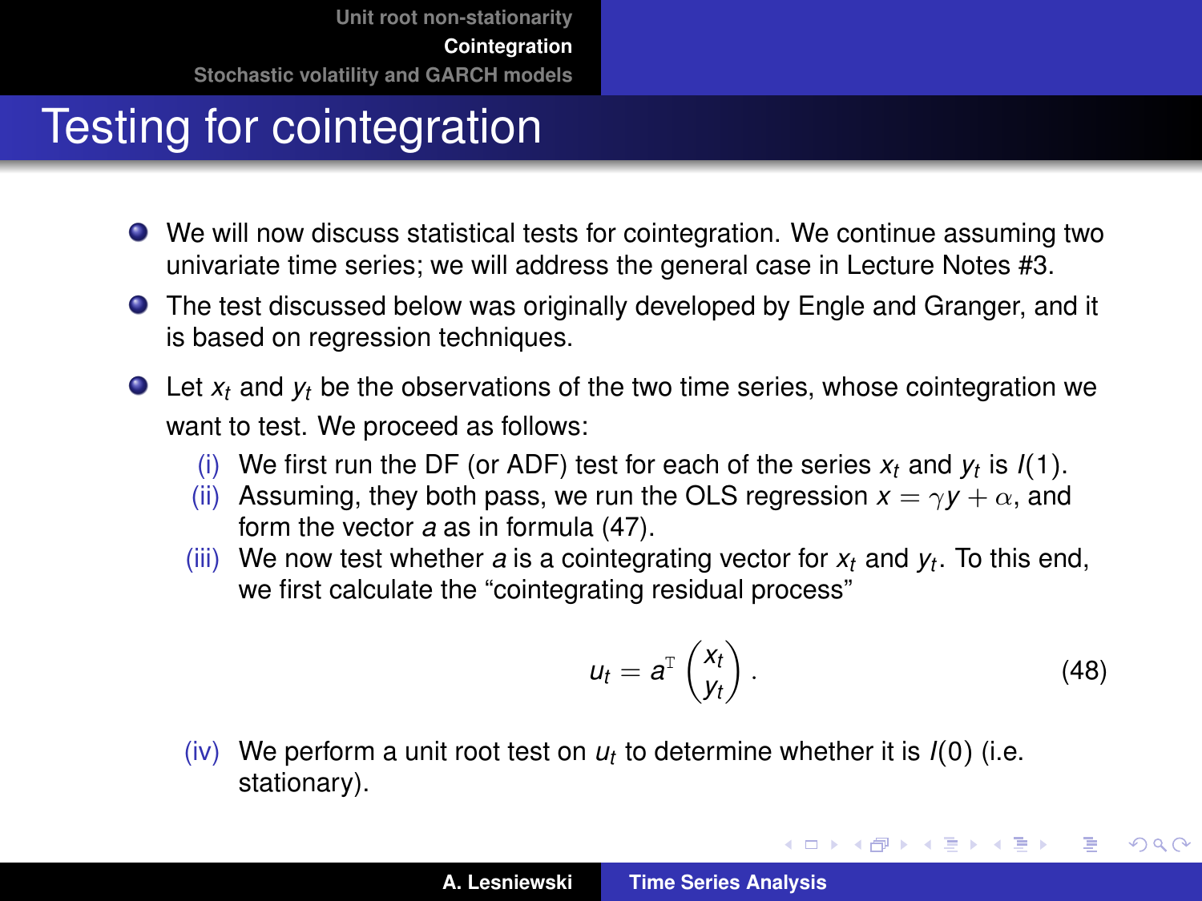# Testing for cointegration

- We will now discuss statistical tests for cointegration. We continue assuming two univariate time series; we will address the general case in Lecture Notes #3.
- The test discussed below was originally developed by Engle and Granger, and it is based on regression techniques.
- Let $x_t$ and $y_t$ be the observations of the two time series, whose cointegration we want to test. We proceed as follows:
  - (i) We first run the DF (or ADF) test for each of the series $x_t$ and $y_t$ is $I(1)$.
  - (ii) Assuming, they both pass, we run the OLS regression $x = \gamma y + \alpha$, and form the vector $a$ as in formula (47).
  - (iii) We now test whether $a$ is a cointegrating vector for $x_t$ and $y_t$. To this end, we first calculate the "cointegrating residual process"

$$u_t = a^{\mathrm{T}} \begin{pmatrix} x_t \\ y_t \end{pmatrix} . \tag{48}$$

  - (iv) We perform a unit root test on $u_t$ to determine whether it is $I(0)$ (i.e. stationary).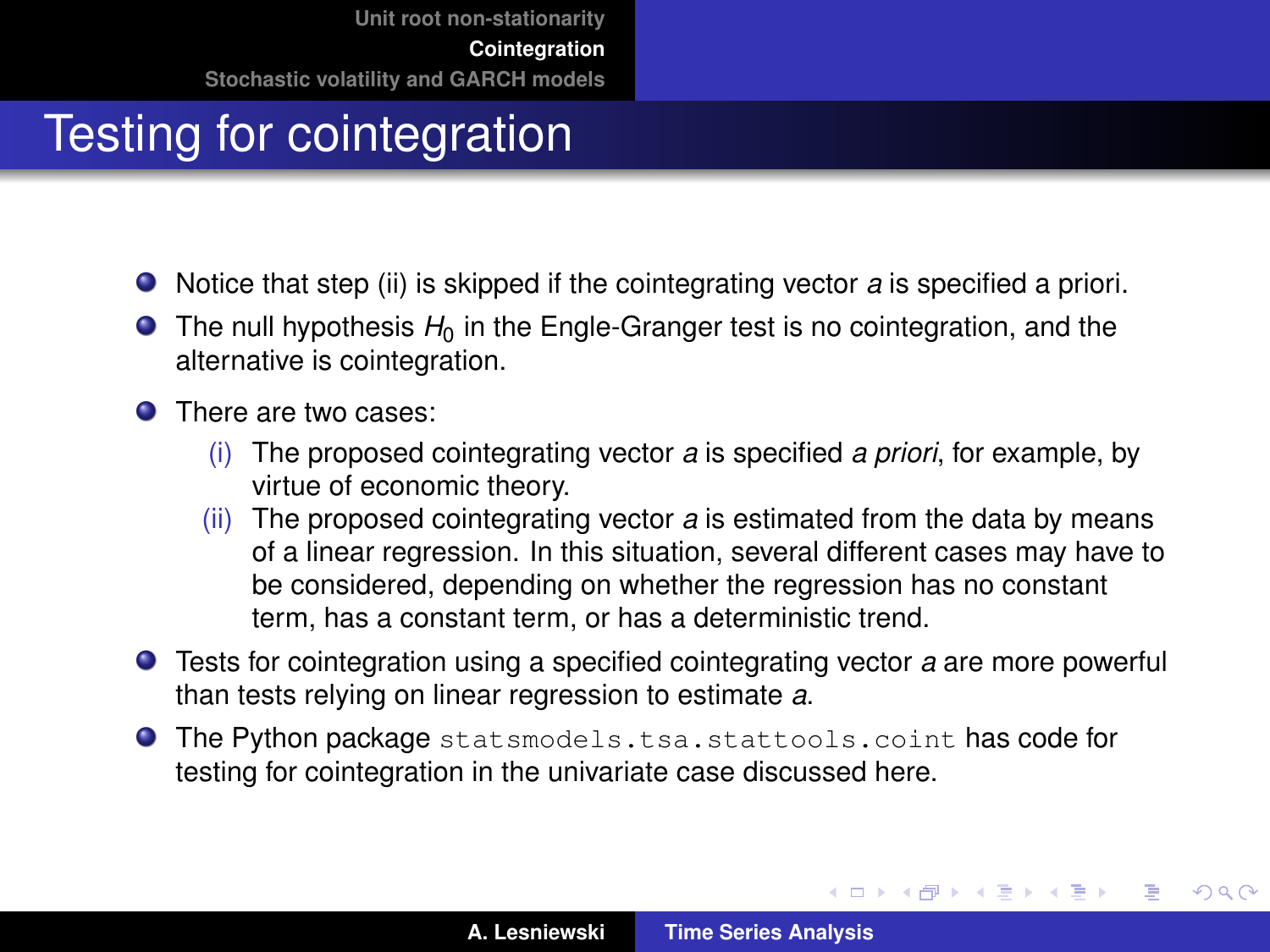# Testing for cointegration

- Notice that step (ii) is skipped if the cointegrating vector $a$ is specified a priori.
- The null hypothesis $H_0$ in the Engle-Granger test is no cointegration, and the alternative is cointegration.
- There are two cases:
  - (i) The proposed cointegrating vector $a$ is specified *a priori*, for example, by virtue of economic theory.
  - (ii) The proposed cointegrating vector $a$ is estimated from the data by means of a linear regression. In this situation, several different cases may have to be considered, depending on whether the regression has no constant term, has a constant term, or has a deterministic trend.
- Tests for cointegration using a specified cointegrating vector $a$ are more powerful than tests relying on linear regression to estimate $a$.
- The Python package `statsmodels.tsa.stattools.coint` has code for testing for cointegration in the univariate case discussed here.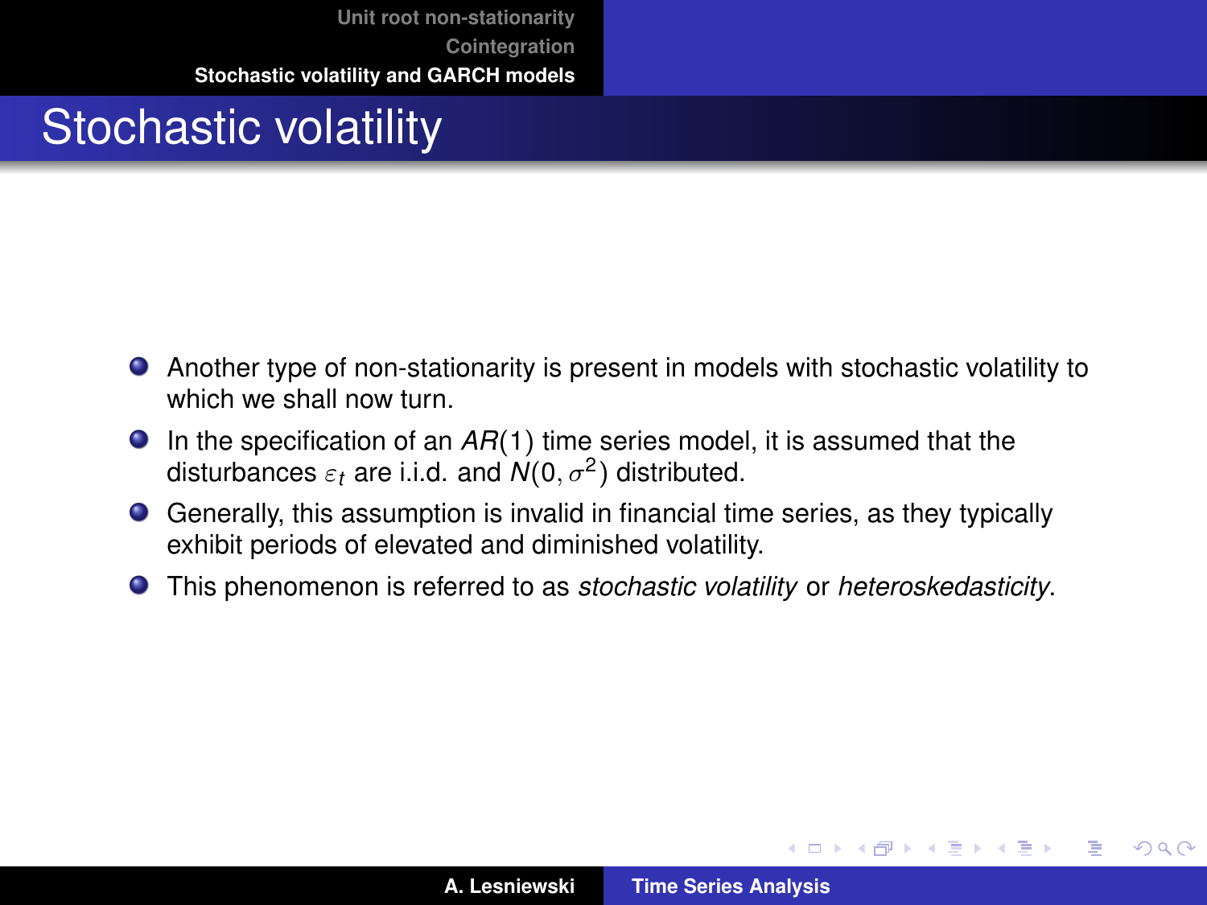# Stochastic volatility

- Another type of non-stationarity is present in models with stochastic volatility to which we shall now turn.
- In the specification of an $AR(1)$ time series model, it is assumed that the disturbances $\varepsilon_t$ are i.i.d. and $N(0, \sigma^2)$ distributed.
- Generally, this assumption is invalid in financial time series, as they typically exhibit periods of elevated and diminished volatility.
- This phenomenon is referred to as *stochastic volatility* or *heteroskedasticity*.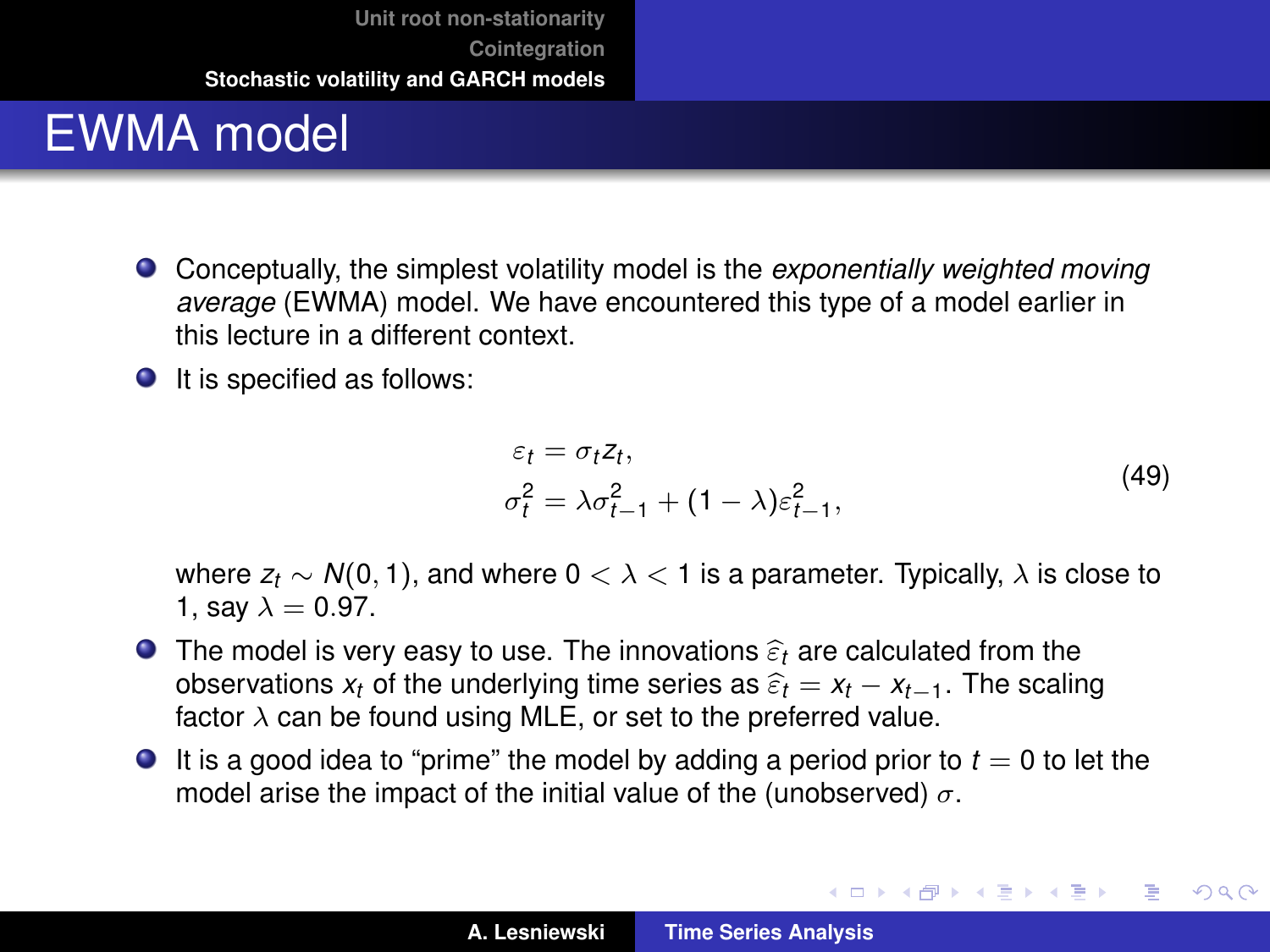# EWMA model

- Conceptually, the simplest volatility model is the *exponentially weighted moving average* (EWMA) model. We have encountered this type of a model earlier in this lecture in a different context.
- It is specified as follows:

$$
\begin{aligned}
\varepsilon_t &= \sigma_t z_t, \\
\sigma_t^2 &= \lambda \sigma_{t-1}^2 + (1-\lambda)\varepsilon_{t-1}^2,
\end{aligned}
\tag{49}
$$

  where $z_t \sim N(0,1)$, and where $0 < \lambda < 1$ is a parameter. Typically, $\lambda$ is close to 1, say $\lambda = 0.97$.
- The model is very easy to use. The innovations $\widehat{\varepsilon}_t$ are calculated from the observations $x_t$ of the underlying time series as $\widehat{\varepsilon}_t = x_t - x_{t-1}$. The scaling factor $\lambda$ can be found using MLE, or set to the preferred value.
- It is a good idea to "prime" the model by adding a period prior to $t = 0$ to let the model arise the impact of the initial value of the (unobserved) $\sigma$.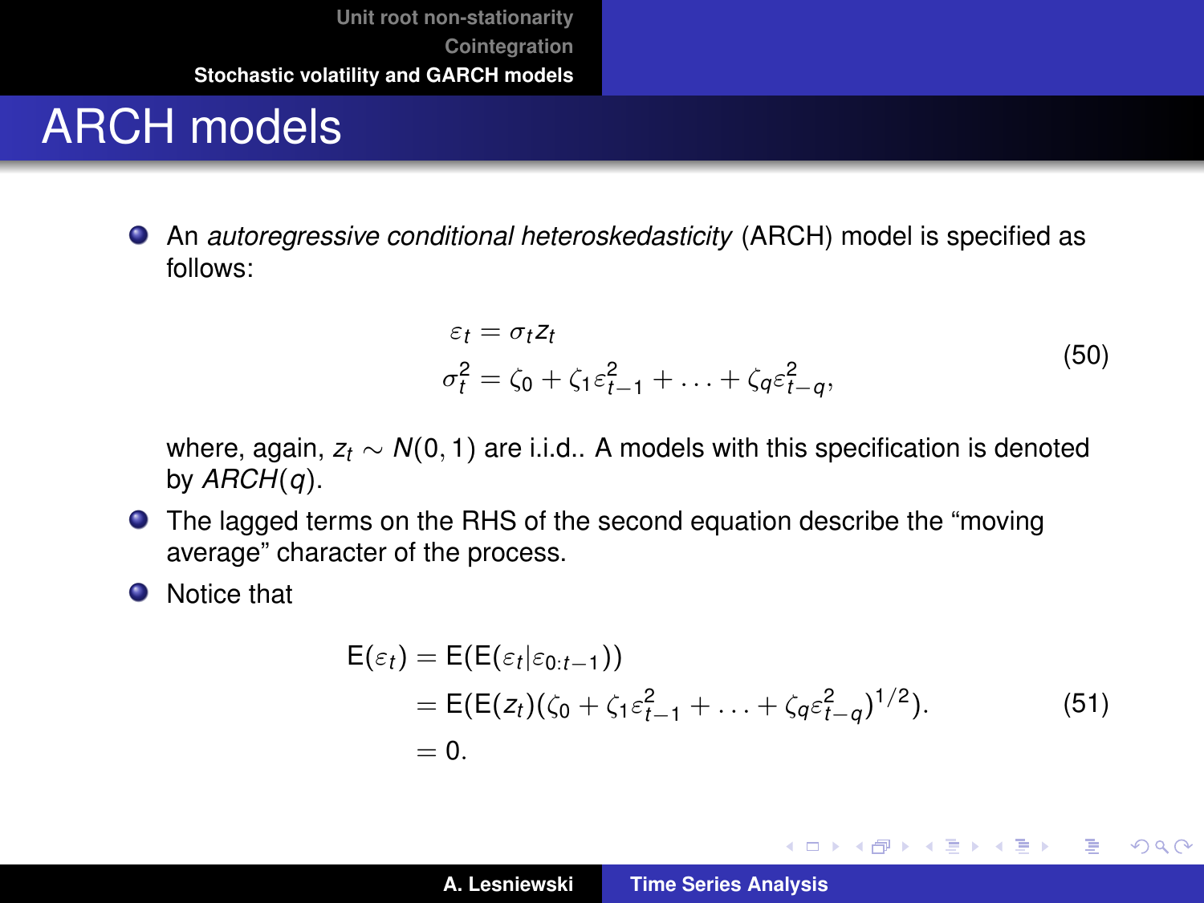# ARCH models

- An *autoregressive conditional heteroskedasticity* (ARCH) model is specified as follows:

$$
\begin{aligned}
\varepsilon_t &= \sigma_t z_t \\
\sigma_t^2 &= \zeta_0 + \zeta_1 \varepsilon_{t-1}^2 + \ldots + \zeta_q \varepsilon_{t-q}^2,
\end{aligned}
\tag{50}
$$

  where, again, $z_t \sim N(0,1)$ are i.i.d.. A models with this specification is denoted by $ARCH(q)$.

- The lagged terms on the RHS of the second equation describe the "moving average" character of the process.
- Notice that

$$
\begin{aligned}
\mathsf{E}(\varepsilon_t) &= \mathsf{E}(\mathsf{E}(\varepsilon_t | \varepsilon_{0:t-1})) \\
&= \mathsf{E}(\mathsf{E}(z_t)(\zeta_0 + \zeta_1 \varepsilon_{t-1}^2 + \ldots + \zeta_q \varepsilon_{t-q}^2)^{1/2}). \\
&= 0.
\end{aligned}
\tag{51}
$$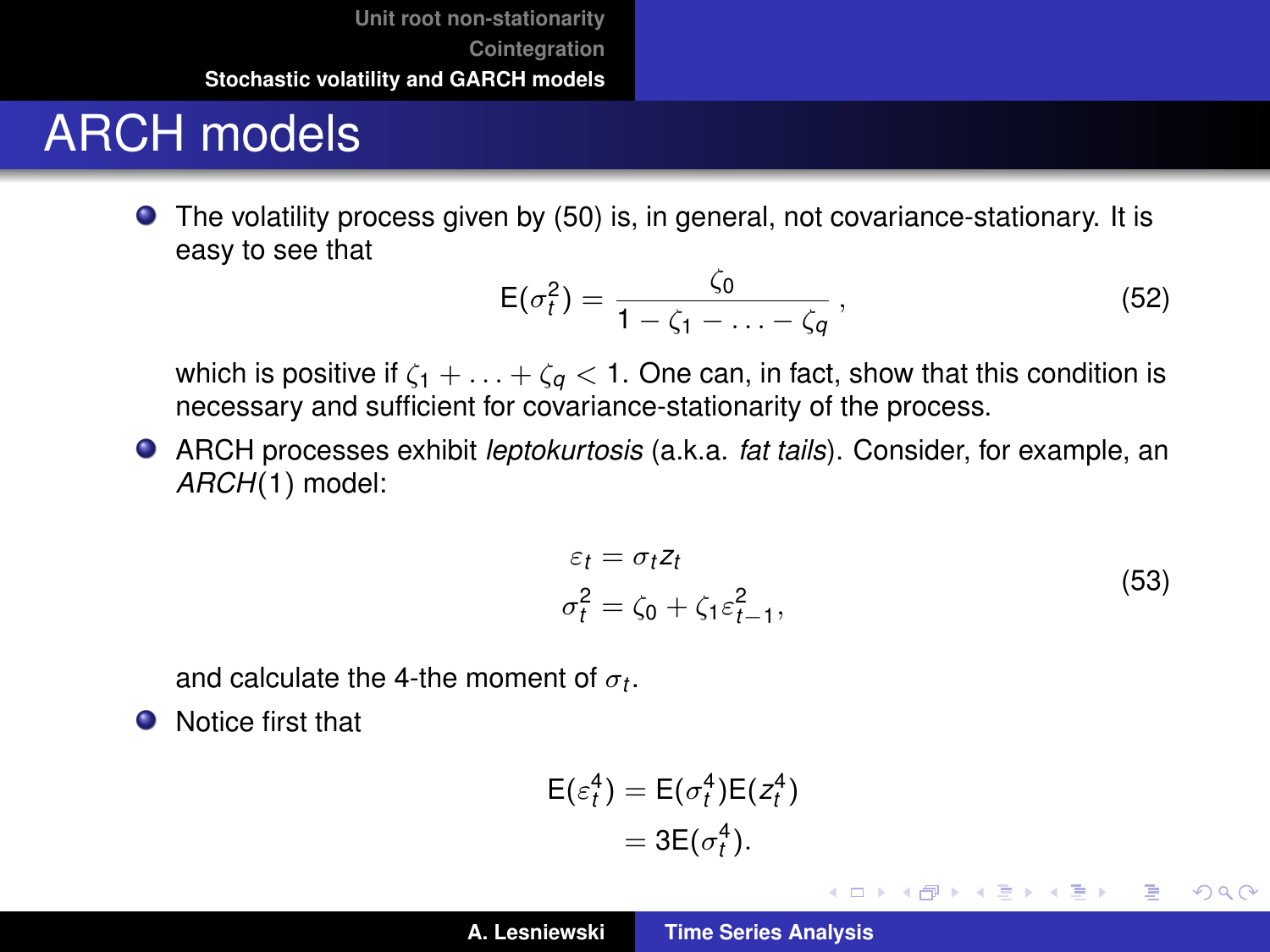# ARCH models

- The volatility process given by (50) is, in general, not covariance-stationary. It is easy to see that

$$\mathrm{E}(\sigma_t^2) = \frac{\zeta_0}{1 - \zeta_1 - \ldots - \zeta_q}\,, \tag{52}$$

  which is positive if $\zeta_1 + \ldots + \zeta_q < 1$. One can, in fact, show that this condition is necessary and sufficient for covariance-stationarity of the process.

- ARCH processes exhibit *leptokurtosis* (a.k.a. *fat tails*). Consider, for example, an *ARCH*(1) model:

$$\begin{aligned} \varepsilon_t &= \sigma_t z_t \\ \sigma_t^2 &= \zeta_0 + \zeta_1 \varepsilon_{t-1}^2, \end{aligned} \tag{53}$$

  and calculate the 4-the moment of $\sigma_t$.

- Notice first that

$$\begin{aligned} \mathrm{E}(\varepsilon_t^4) &= \mathrm{E}(\sigma_t^4)\mathrm{E}(z_t^4) \\ &= 3\mathrm{E}(\sigma_t^4). \end{aligned}$$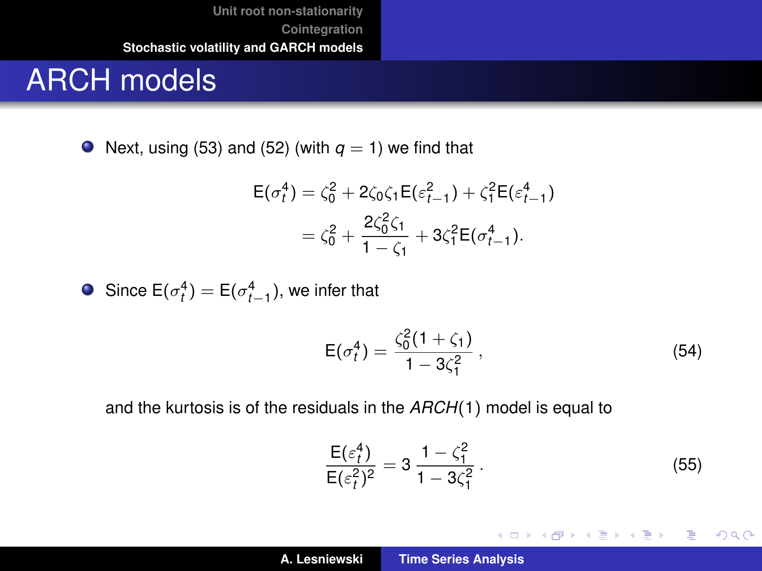# ARCH models

- Next, using (53) and (52) (with $q = 1$) we find that

$$
\begin{aligned}
\mathsf{E}(\sigma_t^4) &= \zeta_0^2 + 2\zeta_0\zeta_1 \mathsf{E}(\varepsilon_{t-1}^2) + \zeta_1^2 \mathsf{E}(\varepsilon_{t-1}^4) \\
&= \zeta_0^2 + \frac{2\zeta_0^2\zeta_1}{1-\zeta_1} + 3\zeta_1^2 \mathsf{E}(\sigma_{t-1}^4).
\end{aligned}
$$

- Since $\mathsf{E}(\sigma_t^4) = \mathsf{E}(\sigma_{t-1}^4)$, we infer that

$$
\mathsf{E}(\sigma_t^4) = \frac{\zeta_0^2(1+\zeta_1)}{1-3\zeta_1^2}\,, \tag{54}
$$

and the kurtosis is of the residuals in the $ARCH(1)$ model is equal to

$$
\frac{\mathsf{E}(\varepsilon_t^4)}{\mathsf{E}(\varepsilon_t^2)^2} = 3\,\frac{1-\zeta_1^2}{1-3\zeta_1^2}\,. \tag{55}
$$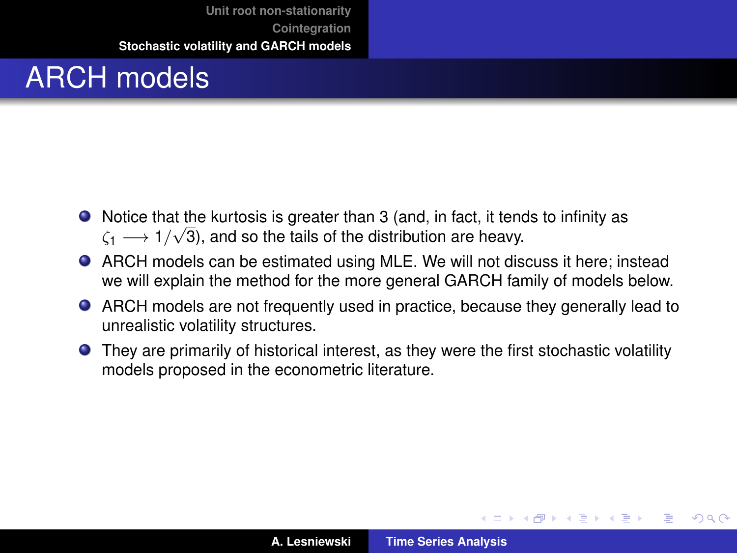# ARCH models

- Notice that the kurtosis is greater than 3 (and, in fact, it tends to infinity as $\zeta_1 \longrightarrow 1/\sqrt{3}$), and so the tails of the distribution are heavy.
- ARCH models can be estimated using MLE. We will not discuss it here; instead we will explain the method for the more general GARCH family of models below.
- ARCH models are not frequently used in practice, because they generally lead to unrealistic volatility structures.
- They are primarily of historical interest, as they were the first stochastic volatility models proposed in the econometric literature.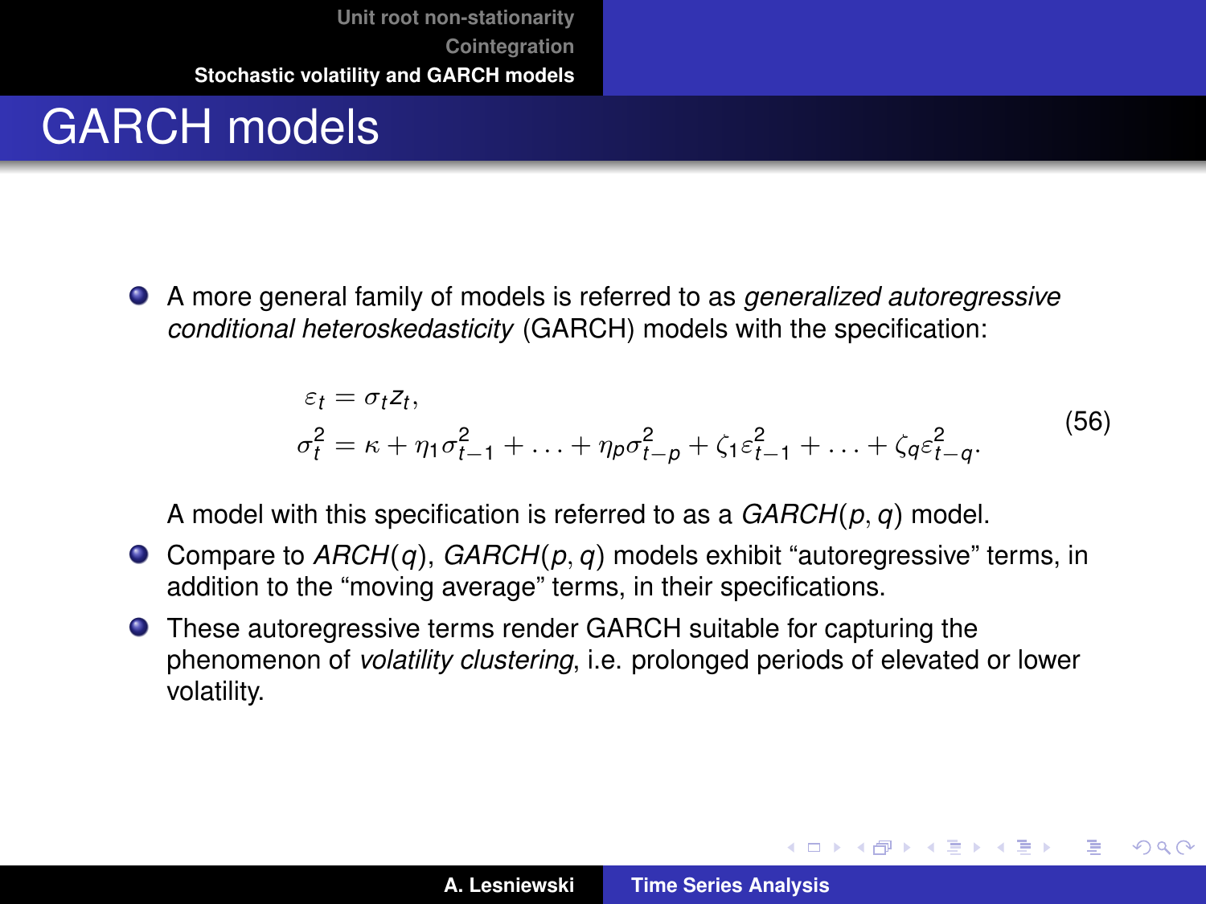# GARCH models

- A more general family of models is referred to as *generalized autoregressive conditional heteroskedasticity* (GARCH) models with the specification:

$$
\begin{aligned}
\varepsilon_t &= \sigma_t z_t, \\
\sigma_t^2 &= \kappa + \eta_1 \sigma_{t-1}^2 + \ldots + \eta_p \sigma_{t-p}^2 + \zeta_1 \varepsilon_{t-1}^2 + \ldots + \zeta_q \varepsilon_{t-q}^2.
\end{aligned}
\tag{56}
$$

  A model with this specification is referred to as a $GARCH(p, q)$ model.

- Compare to $ARCH(q)$, $GARCH(p, q)$ models exhibit "autoregressive" terms, in addition to the "moving average" terms, in their specifications.
- These autoregressive terms render GARCH suitable for capturing the phenomenon of *volatility clustering*, i.e. prolonged periods of elevated or lower volatility.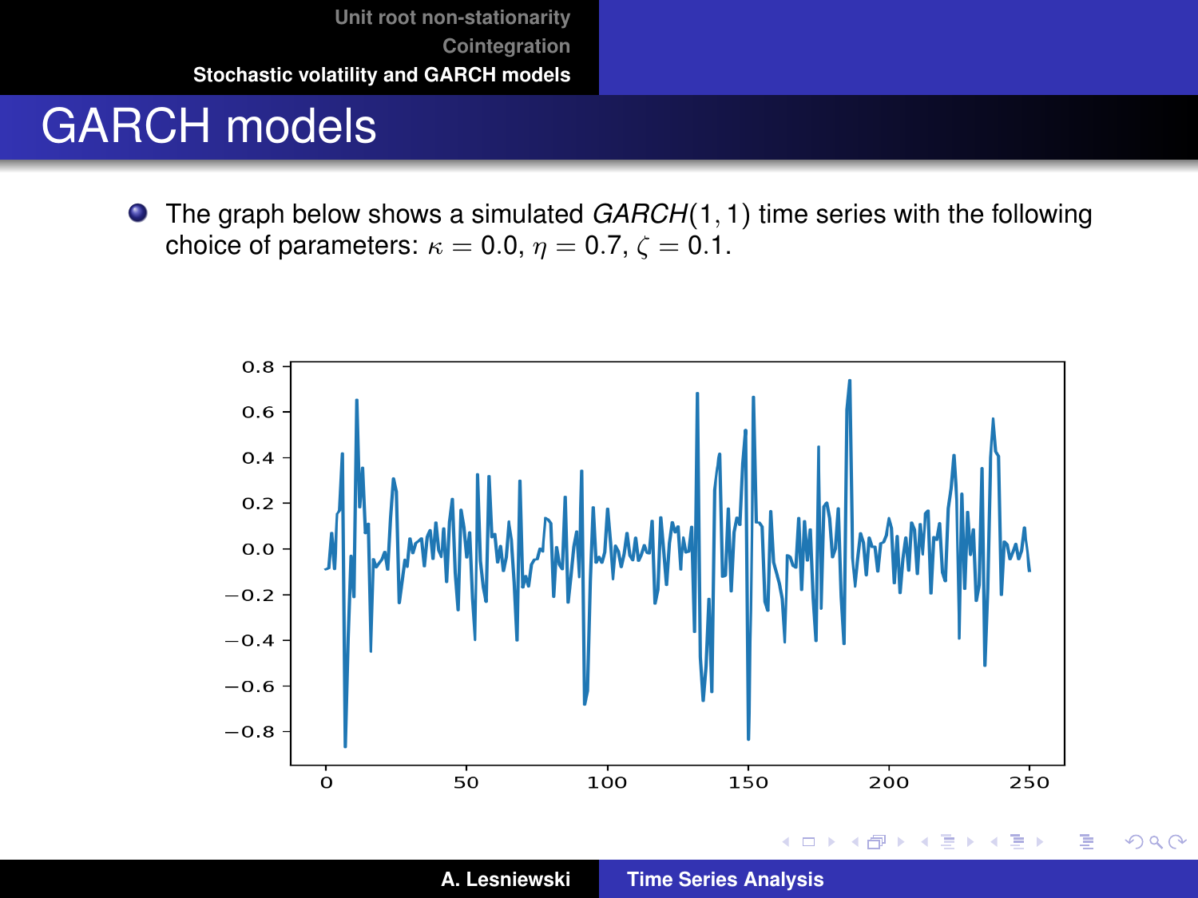# GARCH models

- The graph below shows a simulated *GARCH*$(1, 1)$ time series with the following choice of parameters: $\kappa = 0.0$, $\eta = 0.7$, $\zeta = 0.1$.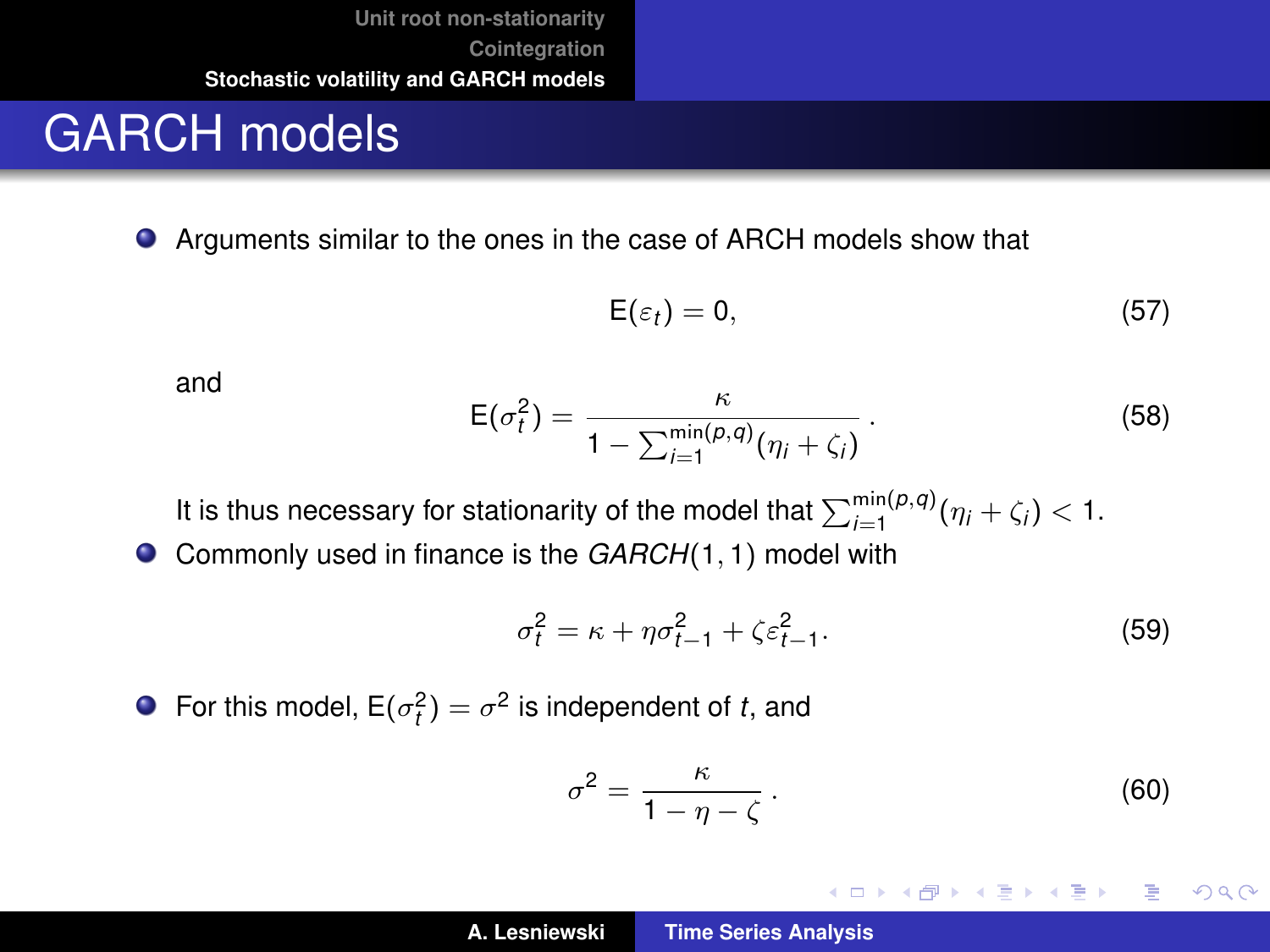# GARCH models

- Arguments similar to the ones in the case of ARCH models show that

$$\mathrm{E}(\varepsilon_t) = 0, \tag{57}$$

and

$$\mathrm{E}(\sigma_t^2) = \frac{\kappa}{1 - \sum_{i=1}^{\min(p,q)}(\eta_i + \zeta_i)} . \tag{58}$$

It is thus necessary for stationarity of the model that $\sum_{i=1}^{\min(p,q)}(\eta_i + \zeta_i) < 1$.

- Commonly used in finance is the *GARCH*$(1, 1)$ model with

$$\sigma_t^2 = \kappa + \eta\sigma_{t-1}^2 + \zeta\varepsilon_{t-1}^2 . \tag{59}$$

- For this model, $\mathrm{E}(\sigma_t^2) = \sigma^2$ is independent of $t$, and

$$\sigma^2 = \frac{\kappa}{1 - \eta - \zeta} . \tag{60}$$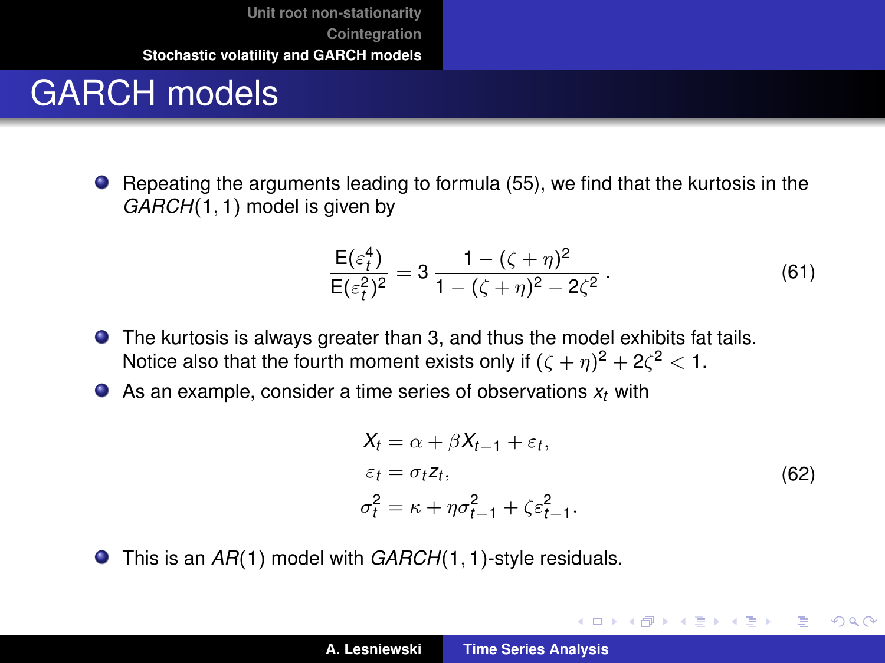# GARCH models

- Repeating the arguments leading to formula (55), we find that the kurtosis in the *GARCH*(1, 1) model is given by

$$\frac{\mathsf{E}(\varepsilon_t^4)}{\mathsf{E}(\varepsilon_t^2)^2} = 3\,\frac{1-(\zeta+\eta)^2}{1-(\zeta+\eta)^2-2\zeta^2}\,. \tag{61}$$

- The kurtosis is always greater than 3, and thus the model exhibits fat tails. Notice also that the fourth moment exists only if $(\zeta+\eta)^2+2\zeta^2<1$.
- As an example, consider a time series of observations $x_t$ with

$$\begin{aligned} X_t &= \alpha+\beta X_{t-1}+\varepsilon_t, \\ \varepsilon_t &= \sigma_t z_t, \\ \sigma_t^2 &= \kappa+\eta\sigma_{t-1}^2+\zeta\varepsilon_{t-1}^2. \end{aligned} \tag{62}$$

- This is an *AR*(1) model with *GARCH*(1, 1)-style residuals.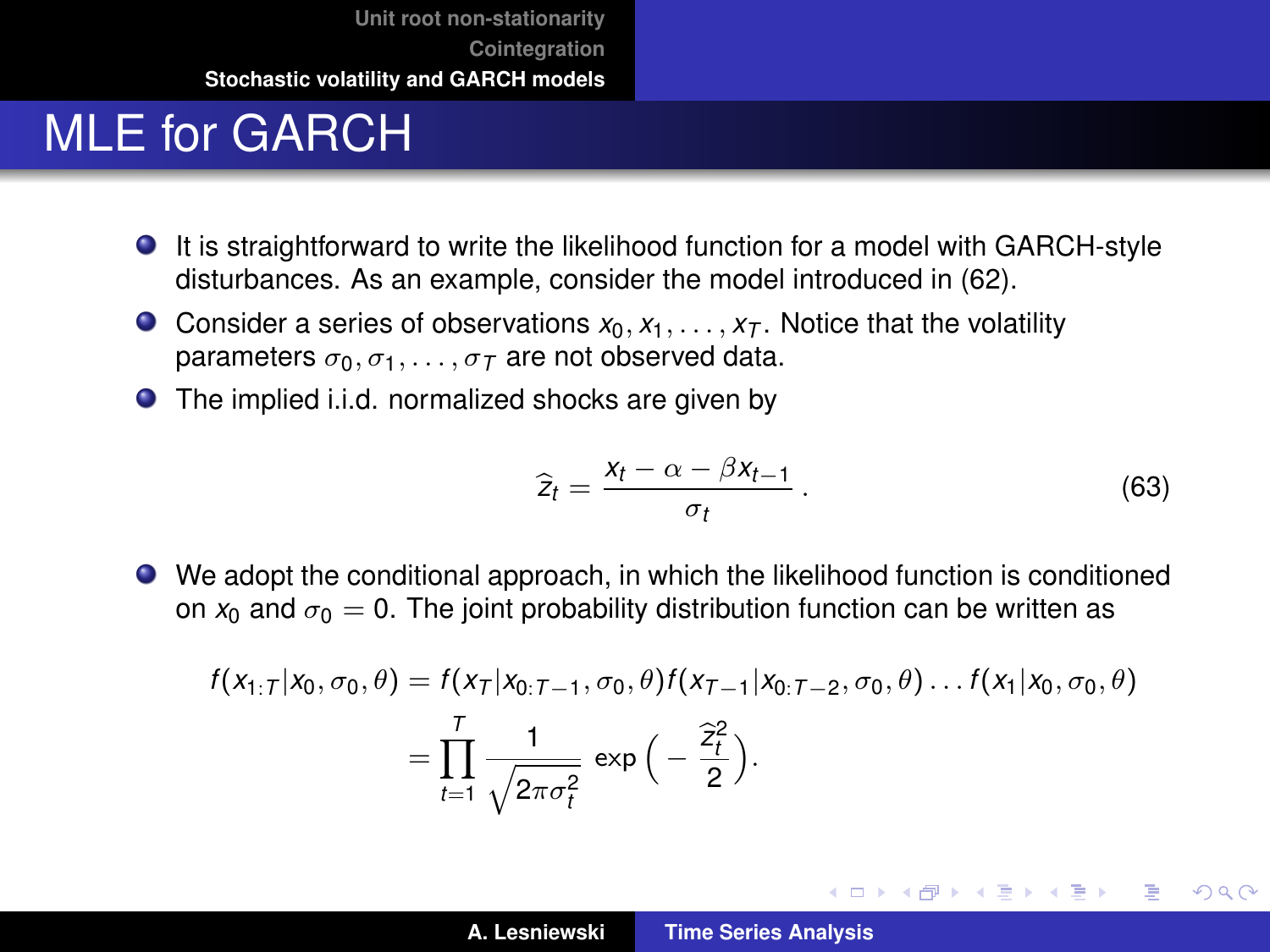# MLE for GARCH

- It is straightforward to write the likelihood function for a model with GARCH-style disturbances. As an example, consider the model introduced in (62).
- Consider a series of observations $x_0, x_1, \ldots, x_T$. Notice that the volatility parameters $\sigma_0, \sigma_1, \ldots, \sigma_T$ are not observed data.
- The implied i.i.d. normalized shocks are given by

$$\widehat{z}_t = \frac{x_t - \alpha - \beta x_{t-1}}{\sigma_t} . \tag{63}$$

- We adopt the conditional approach, in which the likelihood function is conditioned on $x_0$ and $\sigma_0 = 0$. The joint probability distribution function can be written as

$$\begin{aligned} f(x_{1:T}|x_0, \sigma_0, \theta) &= f(x_T|x_{0:T-1}, \sigma_0, \theta) f(x_{T-1}|x_{0:T-2}, \sigma_0, \theta) \ldots f(x_1|x_0, \sigma_0, \theta) \\ &= \prod_{t=1}^{T} \frac{1}{\sqrt{2\pi\sigma_t^2}} \exp\Big(-\frac{\widehat{z}_t^2}{2}\Big). \end{aligned}$$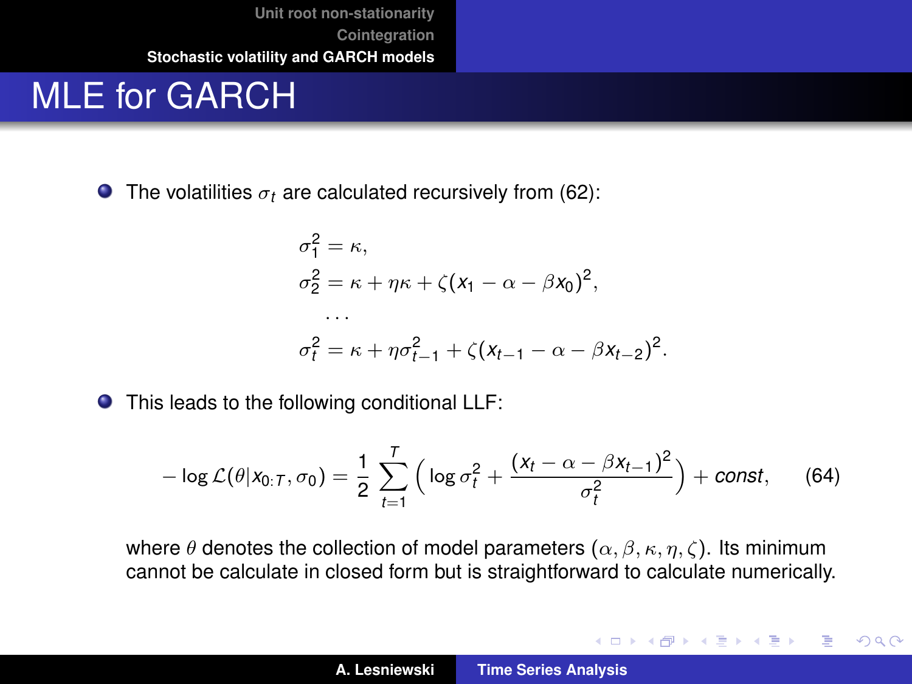# MLE for GARCH

- The volatilities $\sigma_t$ are calculated recursively from (62):

$$
\begin{aligned}
\sigma_1^2 &= \kappa, \\
\sigma_2^2 &= \kappa + \eta\kappa + \zeta(x_1 - \alpha - \beta x_0)^2, \\
&\dots \\
\sigma_t^2 &= \kappa + \eta\sigma_{t-1}^2 + \zeta(x_{t-1} - \alpha - \beta x_{t-2})^2.
\end{aligned}
$$

- This leads to the following conditional LLF:

$$
-\log \mathcal{L}(\theta | x_{0:T}, \sigma_0) = \frac{1}{2} \sum_{t=1}^{T} \Big( \log \sigma_t^2 + \frac{(x_t - \alpha - \beta x_{t-1})^2}{\sigma_t^2} \Big) + const, \qquad (64)
$$

where $\theta$ denotes the collection of model parameters $(\alpha, \beta, \kappa, \eta, \zeta)$. Its minimum cannot be calculate in closed form but is straightforward to calculate numerically.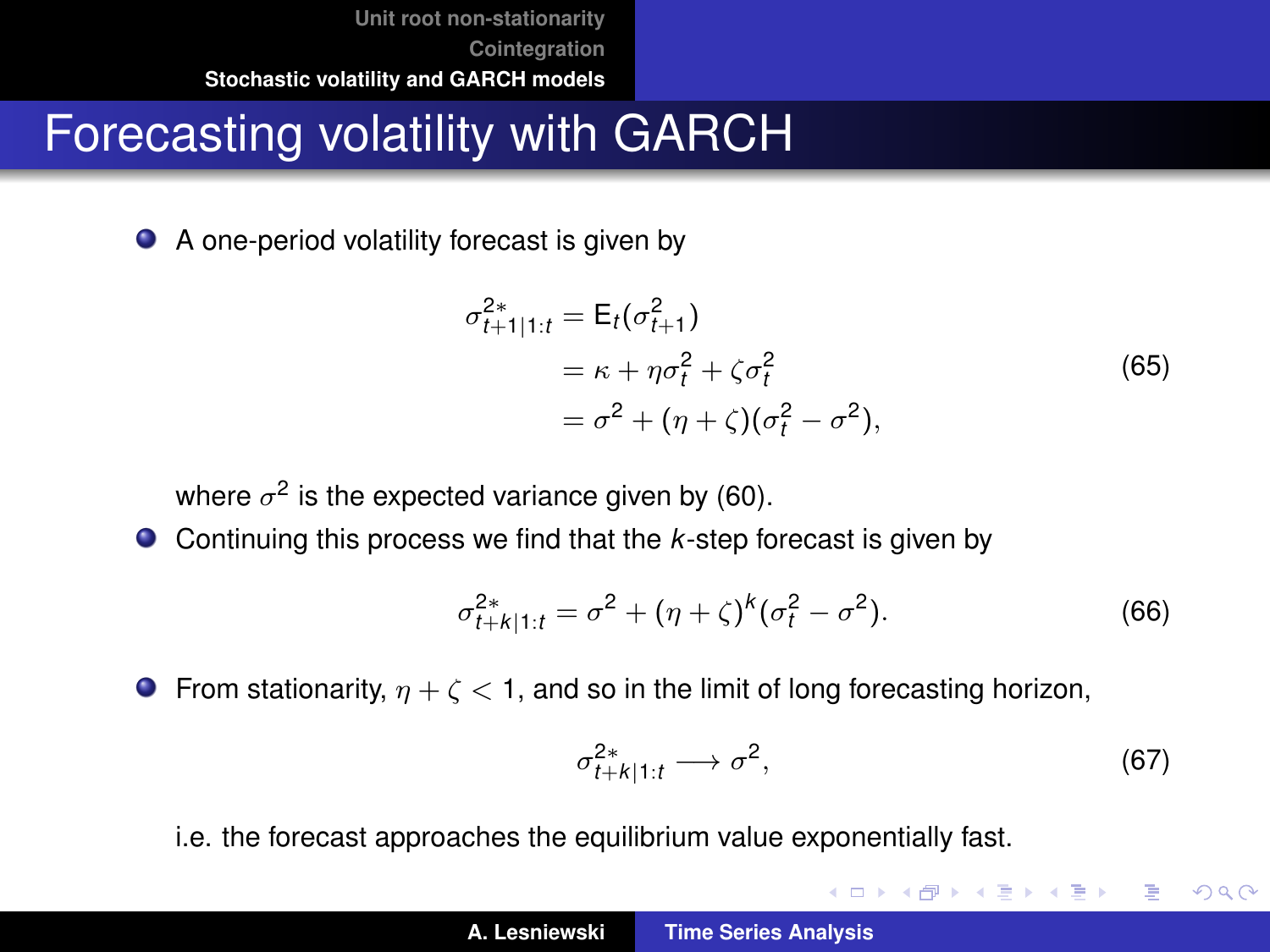# Forecasting volatility with GARCH

- A one-period volatility forecast is given by

$$
\begin{aligned}
\sigma^{2*}_{t+1|1:t} &= \mathrm{E}_t(\sigma^2_{t+1}) \\
&= \kappa + \eta\sigma_t^2 + \zeta\sigma_t^2 \\
&= \sigma^2 + (\eta + \zeta)(\sigma_t^2 - \sigma^2),
\end{aligned}
\tag{65}
$$

  where $\sigma^2$ is the expected variance given by (60).

- Continuing this process we find that the $k$-step forecast is given by

$$
\sigma^{2*}_{t+k|1:t} = \sigma^2 + (\eta + \zeta)^k(\sigma_t^2 - \sigma^2).
\tag{66}
$$

- From stationarity, $\eta + \zeta < 1$, and so in the limit of long forecasting horizon,

$$
\sigma^{2*}_{t+k|1:t} \longrightarrow \sigma^2,
\tag{67}
$$

  i.e. the forecast approaches the equilibrium value exponentially fast.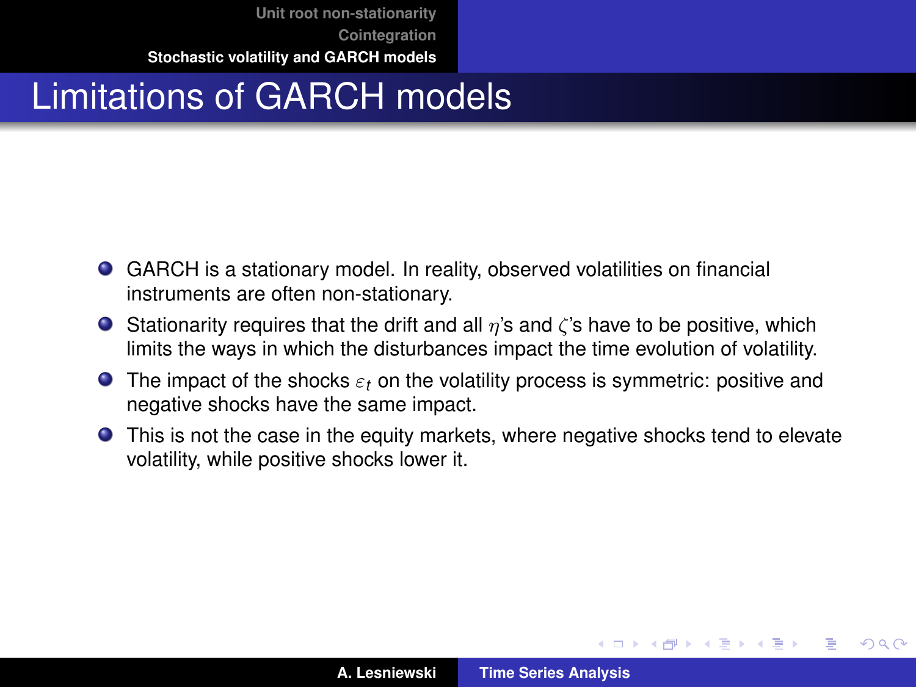# Limitations of GARCH models

- GARCH is a stationary model. In reality, observed volatilities on financial instruments are often non-stationary.
- Stationarity requires that the drift and all $\eta$'s and $\zeta$'s have to be positive, which limits the ways in which the disturbances impact the time evolution of volatility.
- The impact of the shocks $\varepsilon_t$ on the volatility process is symmetric: positive and negative shocks have the same impact.
- This is not the case in the equity markets, where negative shocks tend to elevate volatility, while positive shocks lower it.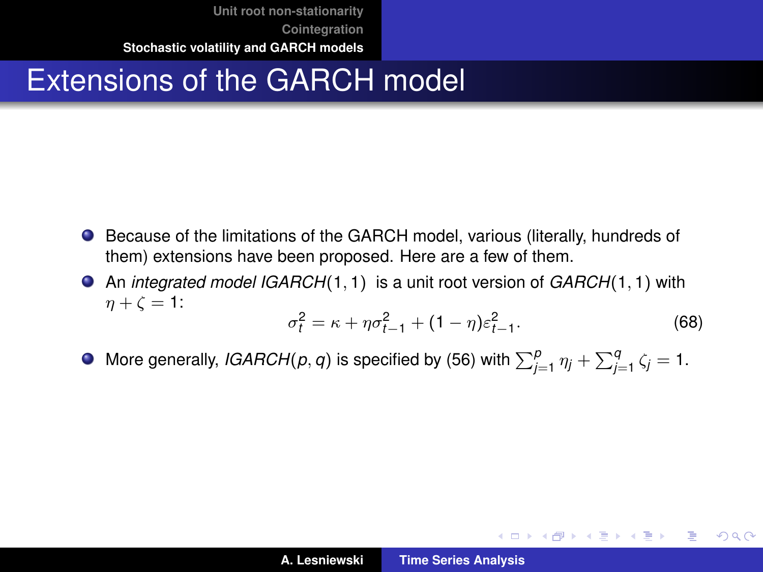# Extensions of the GARCH model

- Because of the limitations of the GARCH model, various (literally, hundreds of them) extensions have been proposed. Here are a few of them.
- An *integrated model IGARCH*$(1,1)$ is a unit root version of *GARCH*$(1,1)$ with $\eta + \zeta = 1$:

$$\sigma_t^2 = \kappa + \eta\sigma_{t-1}^2 + (1-\eta)\varepsilon_{t-1}^2. \tag{68}$$

- More generally, *IGARCH*$(p,q)$ is specified by (56) with $\sum_{j=1}^{p}\eta_j + \sum_{j=1}^{q}\zeta_j = 1$.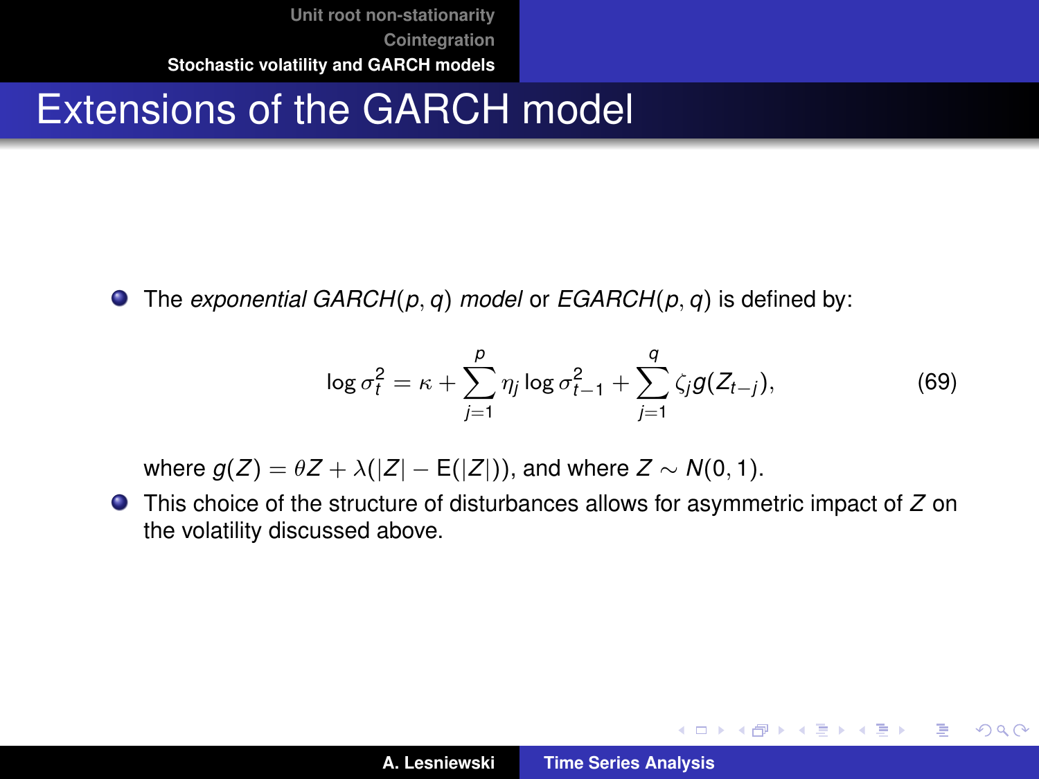# Extensions of the GARCH model

- The *exponential GARCH*$(p, q)$ *model* or *EGARCH*$(p, q)$ is defined by:

$$\log \sigma_t^2 = \kappa + \sum_{j=1}^{p} \eta_j \log \sigma_{t-1}^2 + \sum_{j=1}^{q} \zeta_j g(Z_{t-j}), \tag{69}$$

  where $g(Z) = \theta Z + \lambda(|Z| - \mathrm{E}(|Z|))$, and where $Z \sim N(0, 1)$.

- This choice of the structure of disturbances allows for asymmetric impact of $Z$ on the volatility discussed above.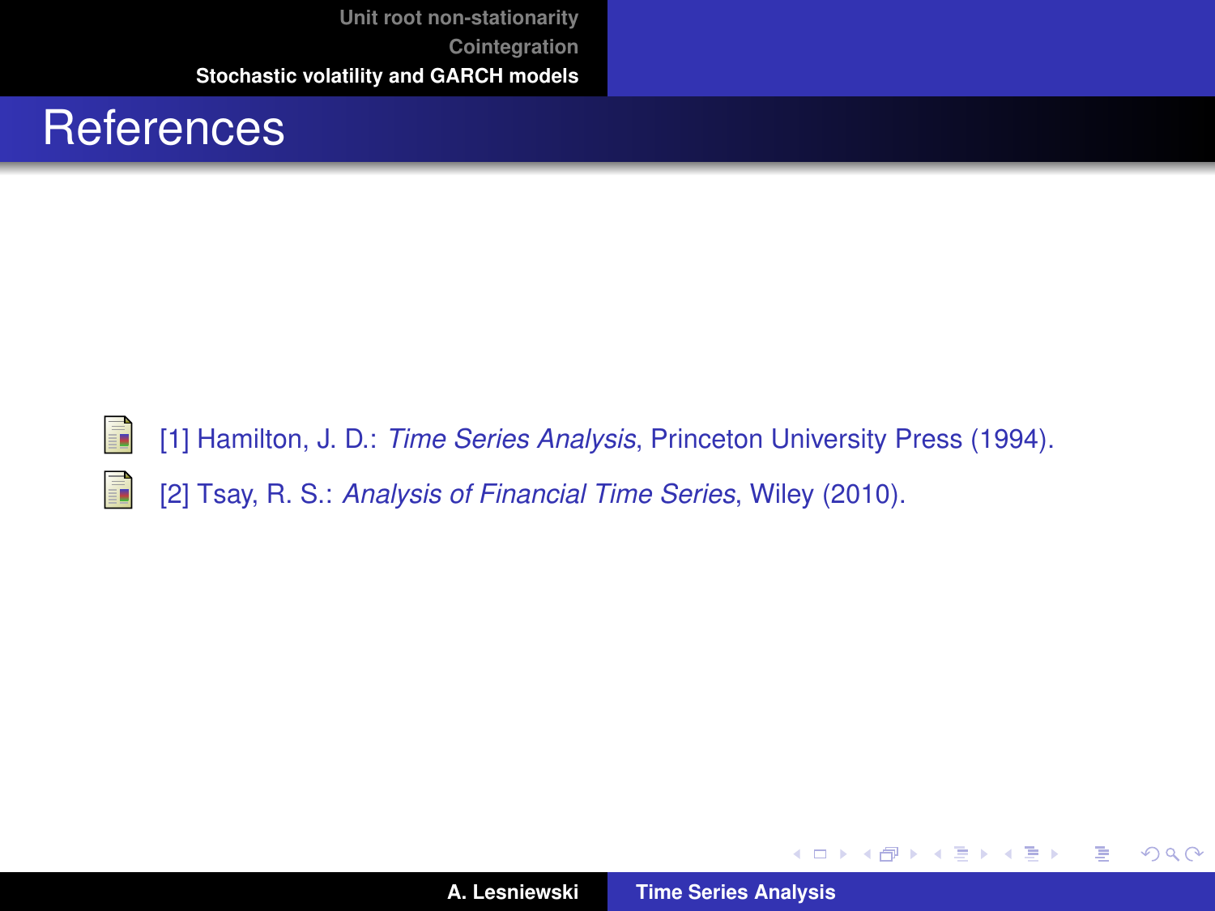# References

- [1] Hamilton, J. D.: *Time Series Analysis*, Princeton University Press (1994).
- [2] Tsay, R. S.: *Analysis of Financial Time Series*, Wiley (2010).